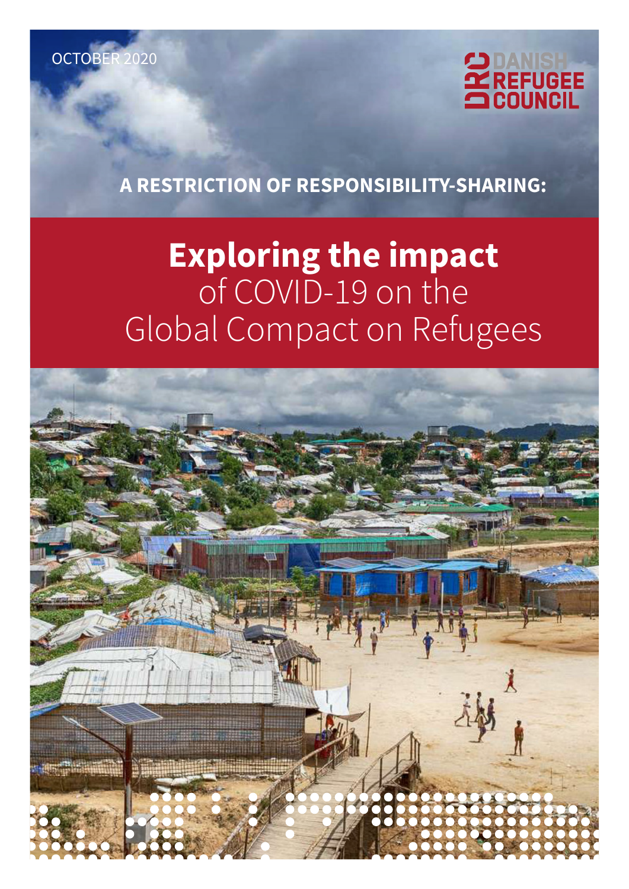OCTOBER 2020

DANISH REFUGEE COUNCIL

**A RESTRICTION OF RESPONSIBILITY-SHARING:**

# **Exploring the impact** of COVID-19 on the Global Compact on Refugees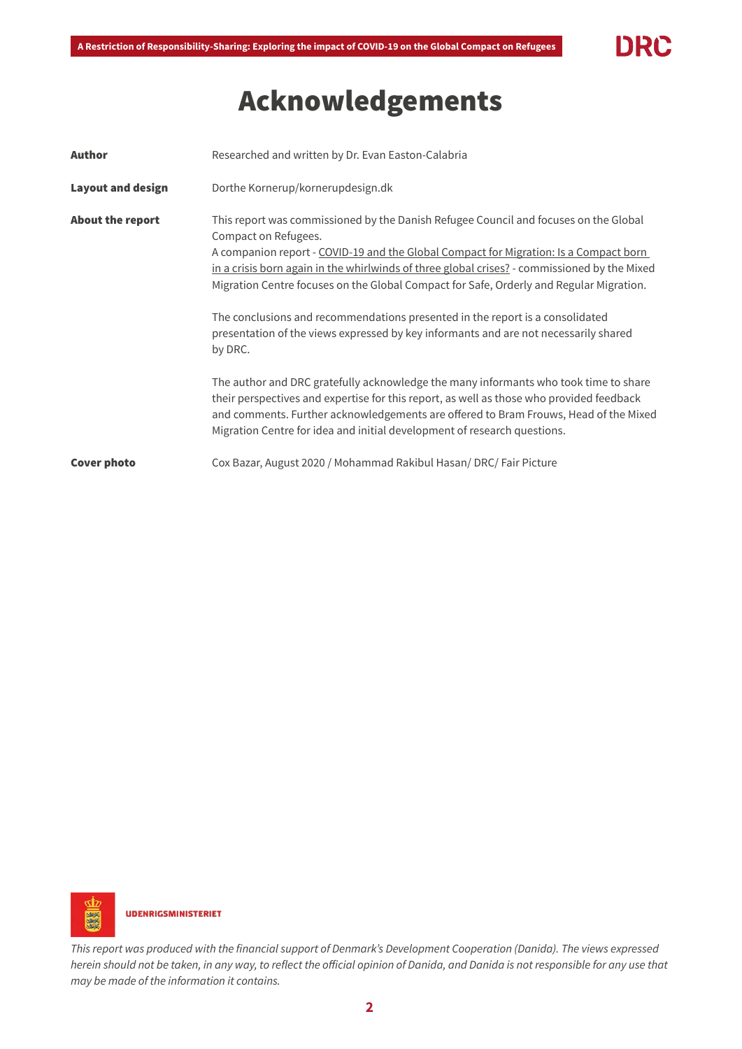# Acknowledgements

**Author** Researched and written by Dr. Evan Easton-Calabria

**Layout and design** Dorthe Kornerup/kornerupdesign.dk

**About the report** This report was commissioned by the Danish Refugee Council and focuses on the Global Compact on Refugees.
A companion report - COVID-19 and the Global Compact for Migration: Is a Compact born in a crisis born again in the whirlwinds of three global crises? - commissioned by the Mixed Migration Centre focuses on the Global Compact for Safe, Orderly and Regular Migration.

The conclusions and recommendations presented in the report is a consolidated presentation of the views expressed by key informants and are not necessarily shared by DRC.

The author and DRC gratefully acknowledge the many informants who took time to share their perspectives and expertise for this report, as well as those who provided feedback and comments. Further acknowledgements are offered to Bram Frouws, Head of the Mixed Migration Centre for idea and initial development of research questions.

**Cover photo** Cox Bazar, August 2020 / Mohammad Rakibul Hasan/ DRC/ Fair Picture

UDENRIGSMINISTERIET

*This report was produced with the financial support of Denmark's Development Cooperation (Danida). The views expressed herein should not be taken, in any way, to reflect the official opinion of Danida, and Danida is not responsible for any use that may be made of the information it contains.*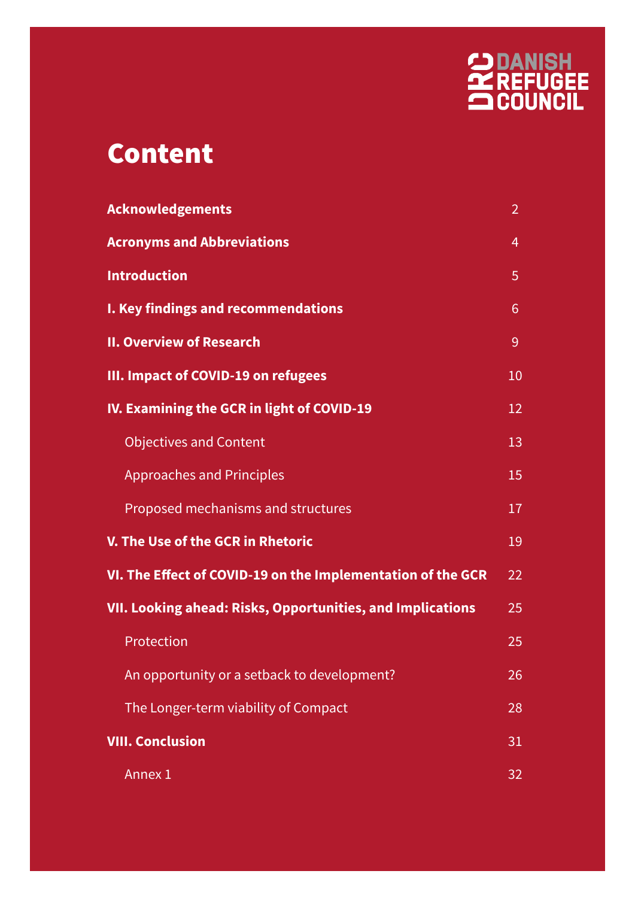DANISH REFUGEE COUNCIL

# Content

| | |
|---|---|
| **Acknowledgements** | 2 |
| **Acronyms and Abbreviations** | 4 |
| **Introduction** | 5 |
| **I. Key findings and recommendations** | 6 |
| **II. Overview of Research** | 9 |
| **III. Impact of COVID-19 on refugees** | 10 |
| **IV. Examining the GCR in light of COVID-19** | 12 |
| Objectives and Content | 13 |
| Approaches and Principles | 15 |
| Proposed mechanisms and structures | 17 |
| **V. The Use of the GCR in Rhetoric** | 19 |
| **VI. The Effect of COVID-19 on the Implementation of the GCR** | 22 |
| **VII. Looking ahead: Risks, Opportunities, and Implications** | 25 |
| Protection | 25 |
| An opportunity or a setback to development? | 26 |
| The Longer-term viability of Compact | 28 |
| **VIII. Conclusion** | 31 |
| Annex 1 | 32 |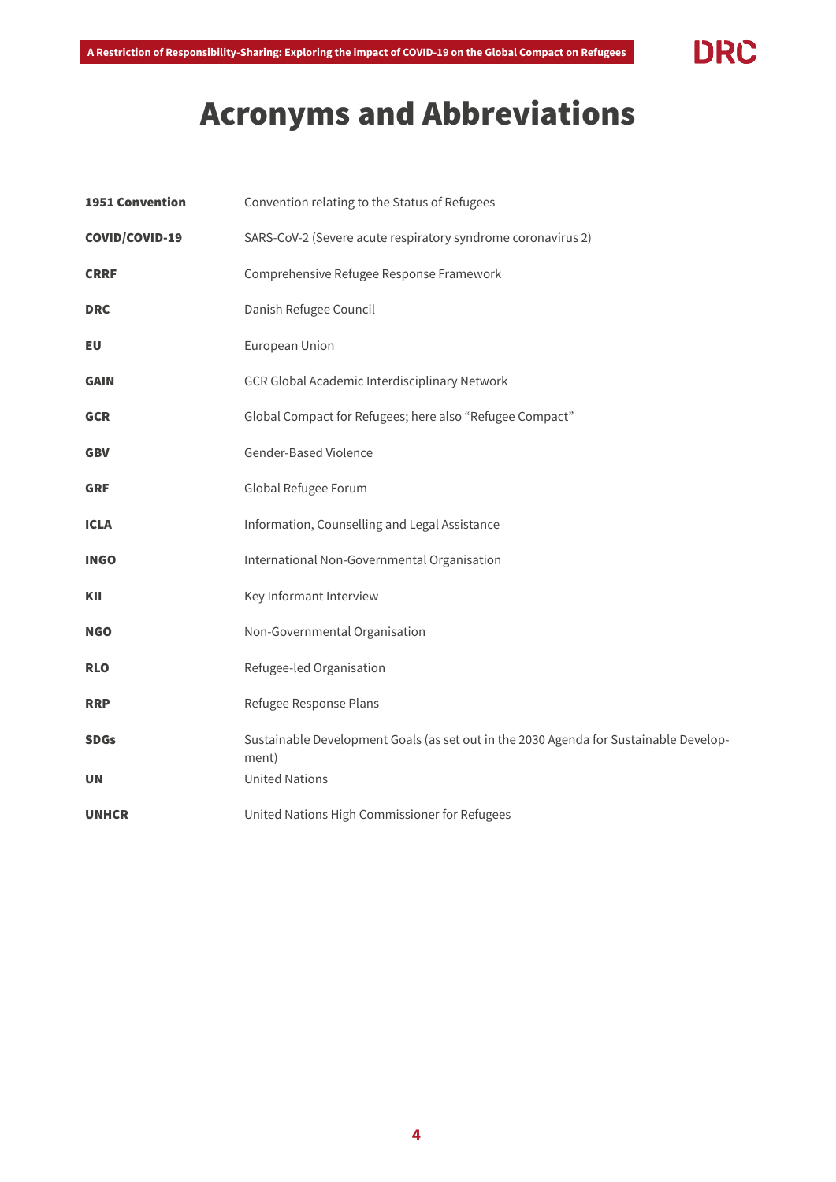# Acronyms and Abbreviations

| | |
|---|---|
| **1951 Convention** | Convention relating to the Status of Refugees |
| **COVID/COVID-19** | SARS-CoV-2 (Severe acute respiratory syndrome coronavirus 2) |
| **CRRF** | Comprehensive Refugee Response Framework |
| **DRC** | Danish Refugee Council |
| **EU** | European Union |
| **GAIN** | GCR Global Academic Interdisciplinary Network |
| **GCR** | Global Compact for Refugees; here also "Refugee Compact" |
| **GBV** | Gender-Based Violence |
| **GRF** | Global Refugee Forum |
| **ICLA** | Information, Counselling and Legal Assistance |
| **INGO** | International Non-Governmental Organisation |
| **KII** | Key Informant Interview |
| **NGO** | Non-Governmental Organisation |
| **RLO** | Refugee-led Organisation |
| **RRP** | Refugee Response Plans |
| **SDGs** | Sustainable Development Goals (as set out in the 2030 Agenda for Sustainable Development) |
| **UN** | United Nations |
| **UNHCR** | United Nations High Commissioner for Refugees |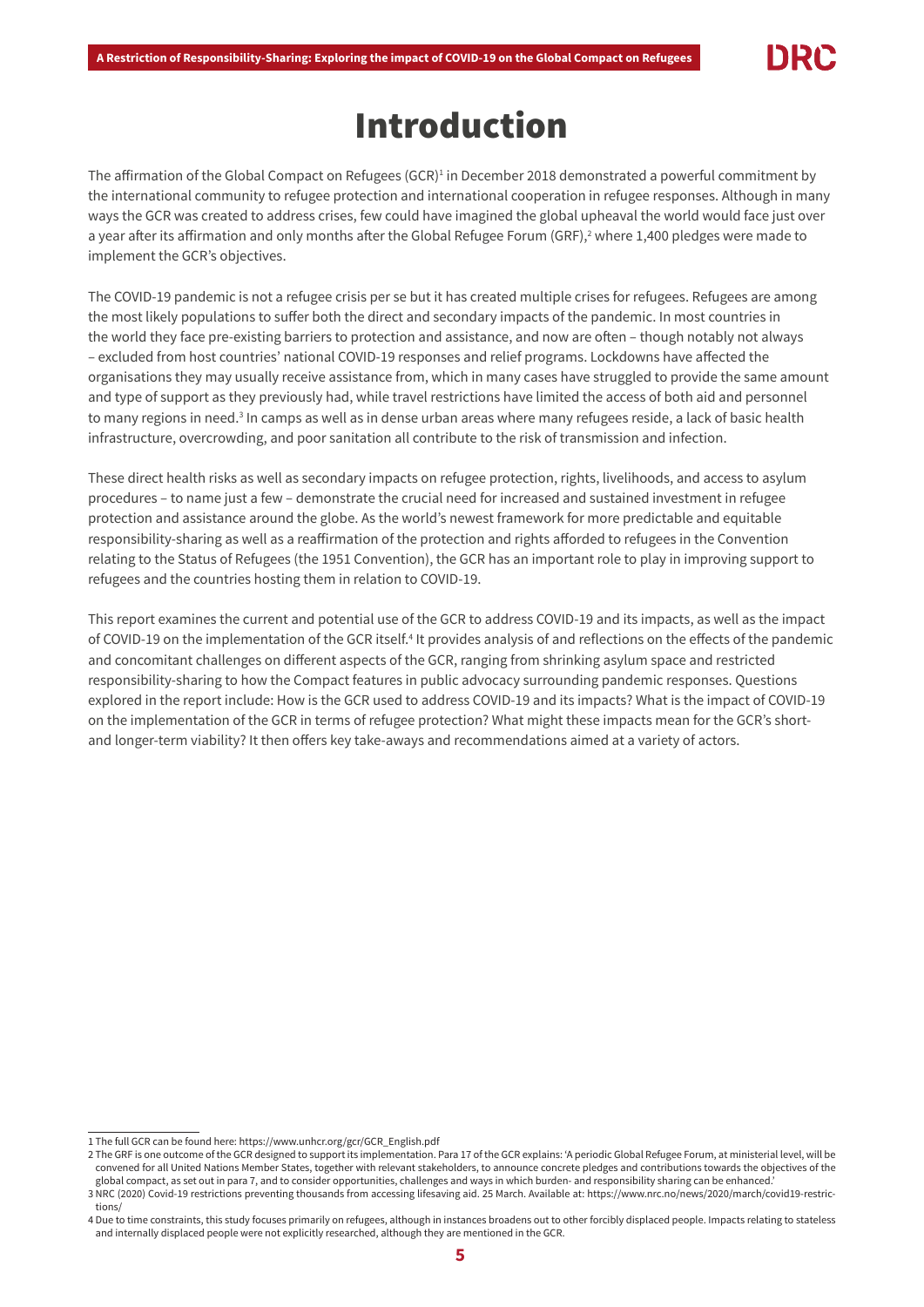# Introduction

The affirmation of the Global Compact on Refugees (GCR)[1] in December 2018 demonstrated a powerful commitment by the international community to refugee protection and international cooperation in refugee responses. Although in many ways the GCR was created to address crises, few could have imagined the global upheaval the world would face just over a year after its affirmation and only months after the Global Refugee Forum (GRF),[2] where 1,400 pledges were made to implement the GCR's objectives.

The COVID-19 pandemic is not a refugee crisis per se but it has created multiple crises for refugees. Refugees are among the most likely populations to suffer both the direct and secondary impacts of the pandemic. In most countries in the world they face pre-existing barriers to protection and assistance, and now are often – though notably not always – excluded from host countries' national COVID-19 responses and relief programs. Lockdowns have affected the organisations they may usually receive assistance from, which in many cases have struggled to provide the same amount and type of support as they previously had, while travel restrictions have limited the access of both aid and personnel to many regions in need.[3] In camps as well as in dense urban areas where many refugees reside, a lack of basic health infrastructure, overcrowding, and poor sanitation all contribute to the risk of transmission and infection.

These direct health risks as well as secondary impacts on refugee protection, rights, livelihoods, and access to asylum procedures – to name just a few – demonstrate the crucial need for increased and sustained investment in refugee protection and assistance around the globe. As the world's newest framework for more predictable and equitable responsibility-sharing as well as a reaffirmation of the protection and rights afforded to refugees in the Convention relating to the Status of Refugees (the 1951 Convention), the GCR has an important role to play in improving support to refugees and the countries hosting them in relation to COVID-19.

This report examines the current and potential use of the GCR to address COVID-19 and its impacts, as well as the impact of COVID-19 on the implementation of the GCR itself.[4] It provides analysis of and reflections on the effects of the pandemic and concomitant challenges on different aspects of the GCR, ranging from shrinking asylum space and restricted responsibility-sharing to how the Compact features in public advocacy surrounding pandemic responses. Questions explored in the report include: How is the GCR used to address COVID-19 and its impacts? What is the impact of COVID-19 on the implementation of the GCR in terms of refugee protection? What might these impacts mean for the GCR's short- and longer-term viability? It then offers key take-aways and recommendations aimed at a variety of actors.

---

1 The full GCR can be found here: https://www.unhcr.org/gcr/GCR_English.pdf

2 The GRF is one outcome of the GCR designed to support its implementation. Para 17 of the GCR explains: 'A periodic Global Refugee Forum, at ministerial level, will be convened for all United Nations Member States, together with relevant stakeholders, to announce concrete pledges and contributions towards the objectives of the global compact, as set out in para 7, and to consider opportunities, challenges and ways in which burden- and responsibility sharing can be enhanced.'

3 NRC (2020) Covid-19 restrictions preventing thousands from accessing lifesaving aid. 25 March. Available at: https://www.nrc.no/news/2020/march/covid19-restrictions/

4 Due to time constraints, this study focuses primarily on refugees, although in instances broadens out to other forcibly displaced people. Impacts relating to stateless and internally displaced people were not explicitly researched, although they are mentioned in the GCR.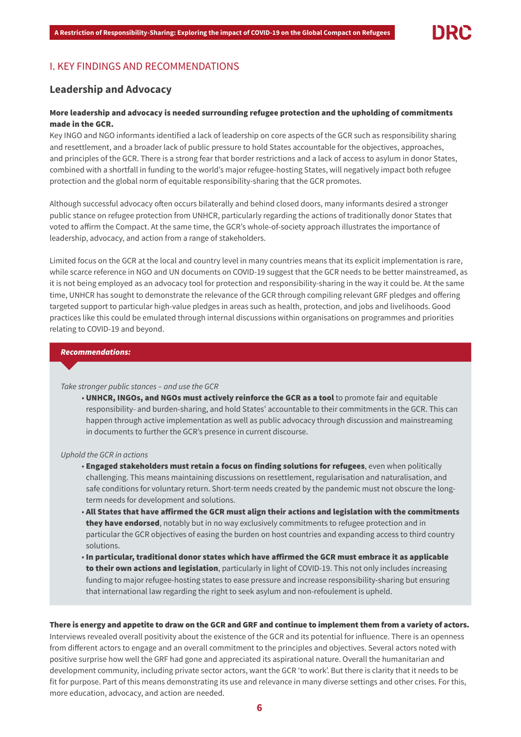# I. KEY FINDINGS AND RECOMMENDATIONS

## Leadership and Advocacy

**More leadership and advocacy is needed surrounding refugee protection and the upholding of commitments made in the GCR.**

Key INGO and NGO informants identified a lack of leadership on core aspects of the GCR such as responsibility sharing and resettlement, and a broader lack of public pressure to hold States accountable for the objectives, approaches, and principles of the GCR. There is a strong fear that border restrictions and a lack of access to asylum in donor States, combined with a shortfall in funding to the world's major refugee-hosting States, will negatively impact both refugee protection and the global norm of equitable responsibility-sharing that the GCR promotes.

Although successful advocacy often occurs bilaterally and behind closed doors, many informants desired a stronger public stance on refugee protection from UNHCR, particularly regarding the actions of traditionally donor States that voted to affirm the Compact. At the same time, the GCR's whole-of-society approach illustrates the importance of leadership, advocacy, and action from a range of stakeholders.

Limited focus on the GCR at the local and country level in many countries means that its explicit implementation is rare, while scarce reference in NGO and UN documents on COVID-19 suggest that the GCR needs to be better mainstreamed, as it is not being employed as an advocacy tool for protection and responsibility-sharing in the way it could be. At the same time, UNHCR has sought to demonstrate the relevance of the GCR through compiling relevant GRF pledges and offering targeted support to particular high-value pledges in areas such as health, protection, and jobs and livelihoods. Good practices like this could be emulated through internal discussions within organisations on programmes and priorities relating to COVID-19 and beyond.

***Recommendations:***

*Take stronger public stances – and use the GCR*

- **UNHCR, INGOs, and NGOs must actively reinforce the GCR as a tool** to promote fair and equitable responsibility- and burden-sharing, and hold States' accountable to their commitments in the GCR. This can happen through active implementation as well as public advocacy through discussion and mainstreaming in documents to further the GCR's presence in current discourse.

*Uphold the GCR in actions*

- **Engaged stakeholders must retain a focus on finding solutions for refugees**, even when politically challenging. This means maintaining discussions on resettlement, regularisation and naturalisation, and safe conditions for voluntary return. Short-term needs created by the pandemic must not obscure the long-term needs for development and solutions.
- **All States that have affirmed the GCR must align their actions and legislation with the commitments they have endorsed**, notably but in no way exclusively commitments to refugee protection and in particular the GCR objectives of easing the burden on host countries and expanding access to third country solutions.
- **In particular, traditional donor states which have affirmed the GCR must embrace it as applicable to their own actions and legislation**, particularly in light of COVID-19. This not only includes increasing funding to major refugee-hosting states to ease pressure and increase responsibility-sharing but ensuring that international law regarding the right to seek asylum and non-refoulement is upheld.

**There is energy and appetite to draw on the GCR and GRF and continue to implement them from a variety of actors.**

Interviews revealed overall positivity about the existence of the GCR and its potential for influence. There is an openness from different actors to engage and an overall commitment to the principles and objectives. Several actors noted with positive surprise how well the GRF had gone and appreciated its aspirational nature. Overall the humanitarian and development community, including private sector actors, want the GCR 'to work'. But there is clarity that it needs to be fit for purpose. Part of this means demonstrating its use and relevance in many diverse settings and other crises. For this, more education, advocacy, and action are needed.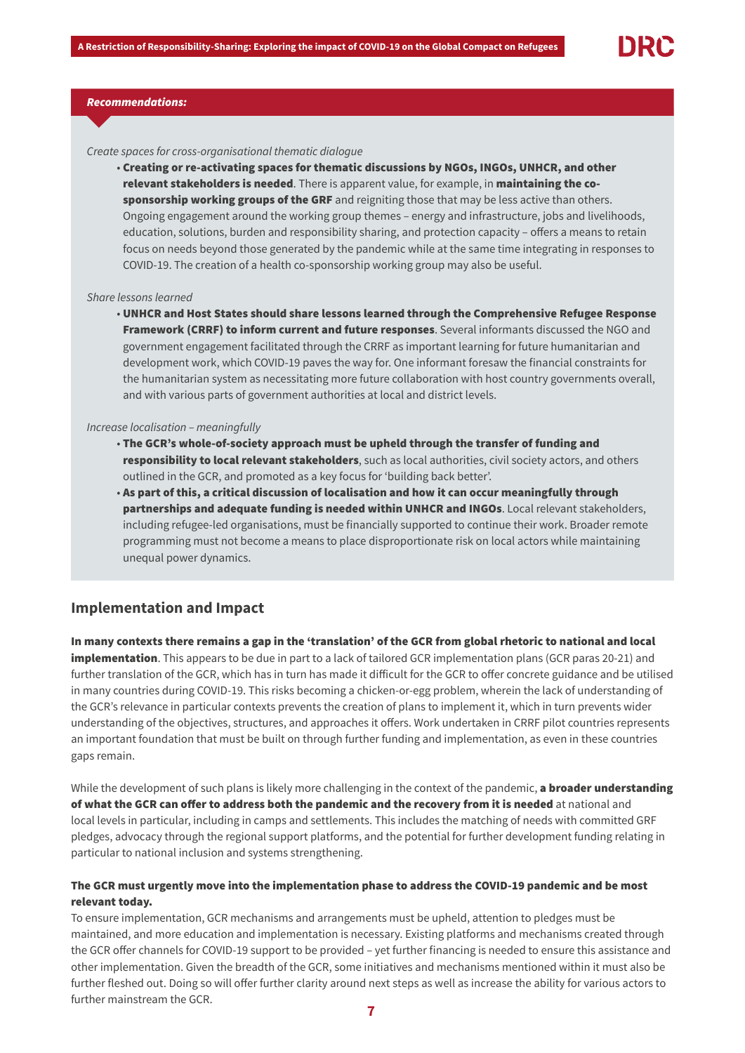***Recommendations:***

*Create spaces for cross-organisational thematic dialogue*

- **Creating or re-activating spaces for thematic discussions by NGOs, INGOs, UNHCR, and other relevant stakeholders is needed**. There is apparent value, for example, in **maintaining the co-sponsorship working groups of the GRF** and reigniting those that may be less active than others. Ongoing engagement around the working group themes – energy and infrastructure, jobs and livelihoods, education, solutions, burden and responsibility sharing, and protection capacity – offers a means to retain focus on needs beyond those generated by the pandemic while at the same time integrating in responses to COVID-19. The creation of a health co-sponsorship working group may also be useful.

*Share lessons learned*

- **UNHCR and Host States should share lessons learned through the Comprehensive Refugee Response Framework (CRRF) to inform current and future responses**. Several informants discussed the NGO and government engagement facilitated through the CRRF as important learning for future humanitarian and development work, which COVID-19 paves the way for. One informant foresaw the financial constraints for the humanitarian system as necessitating more future collaboration with host country governments overall, and with various parts of government authorities at local and district levels.

*Increase localisation – meaningfully*

- **The GCR's whole-of-society approach must be upheld through the transfer of funding and responsibility to local relevant stakeholders**, such as local authorities, civil society actors, and others outlined in the GCR, and promoted as a key focus for 'building back better'.
- **As part of this, a critical discussion of localisation and how it can occur meaningfully through partnerships and adequate funding is needed within UNHCR and INGOs**. Local relevant stakeholders, including refugee-led organisations, must be financially supported to continue their work. Broader remote programming must not become a means to place disproportionate risk on local actors while maintaining unequal power dynamics.

## Implementation and Impact

**In many contexts there remains a gap in the 'translation' of the GCR from global rhetoric to national and local implementation**. This appears to be due in part to a lack of tailored GCR implementation plans (GCR paras 20-21) and further translation of the GCR, which has in turn has made it difficult for the GCR to offer concrete guidance and be utilised in many countries during COVID-19. This risks becoming a chicken-or-egg problem, wherein the lack of understanding of the GCR's relevance in particular contexts prevents the creation of plans to implement it, which in turn prevents wider understanding of the objectives, structures, and approaches it offers. Work undertaken in CRRF pilot countries represents an important foundation that must be built on through further funding and implementation, as even in these countries gaps remain.

While the development of such plans is likely more challenging in the context of the pandemic, **a broader understanding of what the GCR can offer to address both the pandemic and the recovery from it is needed** at national and local levels in particular, including in camps and settlements. This includes the matching of needs with committed GRF pledges, advocacy through the regional support platforms, and the potential for further development funding relating in particular to national inclusion and systems strengthening.

**The GCR must urgently move into the implementation phase to address the COVID-19 pandemic and be most relevant today.**

To ensure implementation, GCR mechanisms and arrangements must be upheld, attention to pledges must be maintained, and more education and implementation is necessary. Existing platforms and mechanisms created through the GCR offer channels for COVID-19 support to be provided – yet further financing is needed to ensure this assistance and other implementation. Given the breadth of the GCR, some initiatives and mechanisms mentioned within it must also be further fleshed out. Doing so will offer further clarity around next steps as well as increase the ability for various actors to further mainstream the GCR.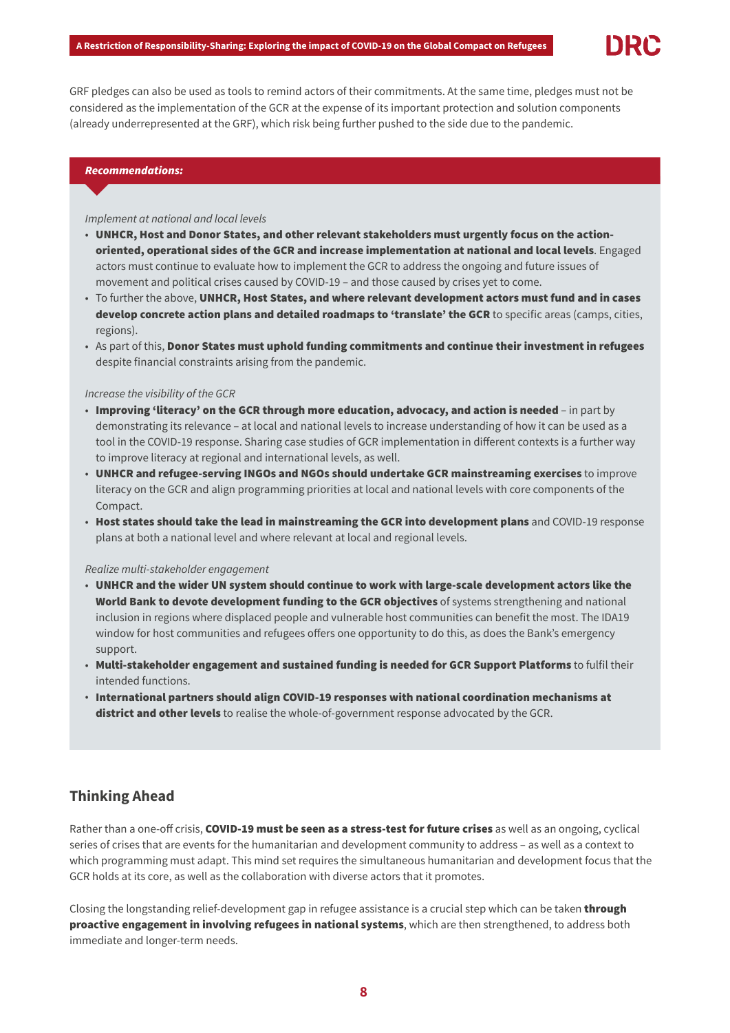GRF pledges can also be used as tools to remind actors of their commitments. At the same time, pledges must not be considered as the implementation of the GCR at the expense of its important protection and solution components (already underrepresented at the GRF), which risk being further pushed to the side due to the pandemic.

***Recommendations:***

*Implement at national and local levels*

- **UNHCR, Host and Donor States, and other relevant stakeholders must urgently focus on the action-oriented, operational sides of the GCR and increase implementation at national and local levels**. Engaged actors must continue to evaluate how to implement the GCR to address the ongoing and future issues of movement and political crises caused by COVID-19 – and those caused by crises yet to come.
- To further the above, **UNHCR, Host States, and where relevant development actors must fund and in cases develop concrete action plans and detailed roadmaps to 'translate' the GCR** to specific areas (camps, cities, regions).
- As part of this, **Donor States must uphold funding commitments and continue their investment in refugees** despite financial constraints arising from the pandemic.

*Increase the visibility of the GCR*

- **Improving 'literacy' on the GCR through more education, advocacy, and action is needed** – in part by demonstrating its relevance – at local and national levels to increase understanding of how it can be used as a tool in the COVID-19 response. Sharing case studies of GCR implementation in different contexts is a further way to improve literacy at regional and international levels, as well.
- **UNHCR and refugee-serving INGOs and NGOs should undertake GCR mainstreaming exercises** to improve literacy on the GCR and align programming priorities at local and national levels with core components of the Compact.
- **Host states should take the lead in mainstreaming the GCR into development plans** and COVID-19 response plans at both a national level and where relevant at local and regional levels.

*Realize multi-stakeholder engagement*

- **UNHCR and the wider UN system should continue to work with large-scale development actors like the World Bank to devote development funding to the GCR objectives** of systems strengthening and national inclusion in regions where displaced people and vulnerable host communities can benefit the most. The IDA19 window for host communities and refugees offers one opportunity to do this, as does the Bank's emergency support.
- **Multi-stakeholder engagement and sustained funding is needed for GCR Support Platforms** to fulfil their intended functions.
- **International partners should align COVID-19 responses with national coordination mechanisms at district and other levels** to realise the whole-of-government response advocated by the GCR.

## Thinking Ahead

Rather than a one-off crisis, **COVID-19 must be seen as a stress-test for future crises** as well as an ongoing, cyclical series of crises that are events for the humanitarian and development community to address – as well as a context to which programming must adapt. This mind set requires the simultaneous humanitarian and development focus that the GCR holds at its core, as well as the collaboration with diverse actors that it promotes.

Closing the longstanding relief-development gap in refugee assistance is a crucial step which can be taken **through proactive engagement in involving refugees in national systems**, which are then strengthened, to address both immediate and longer-term needs.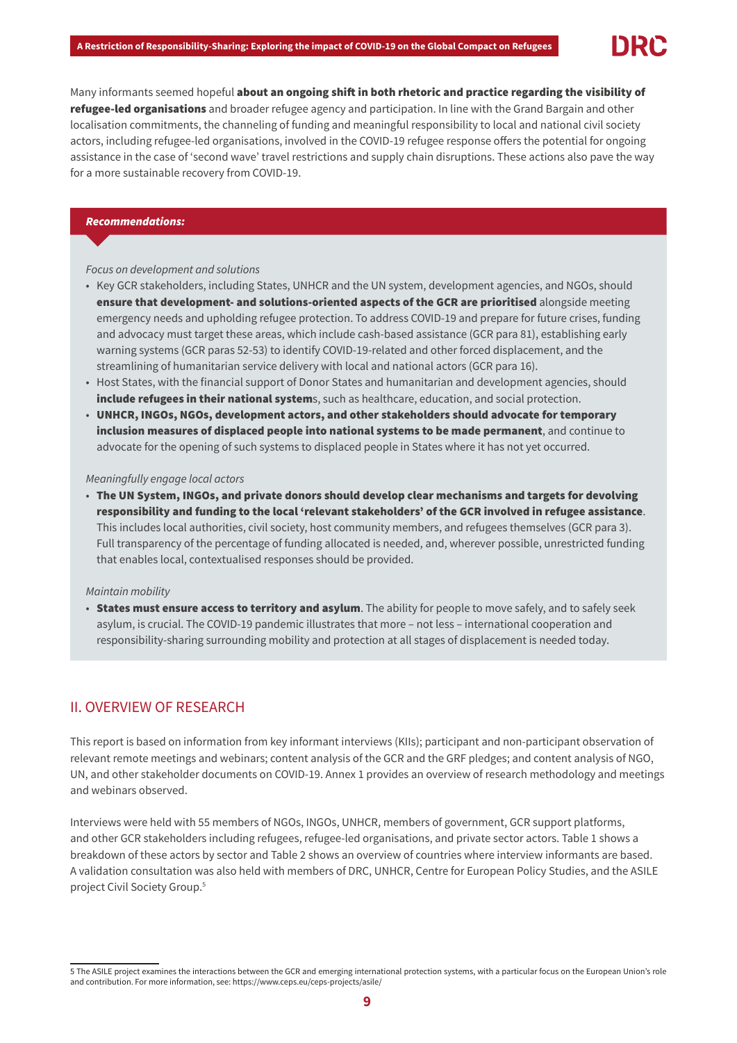Many informants seemed hopeful **about an ongoing shift in both rhetoric and practice regarding the visibility of refugee-led organisations** and broader refugee agency and participation. In line with the Grand Bargain and other localisation commitments, the channeling of funding and meaningful responsibility to local and national civil society actors, including refugee-led organisations, involved in the COVID-19 refugee response offers the potential for ongoing assistance in the case of 'second wave' travel restrictions and supply chain disruptions. These actions also pave the way for a more sustainable recovery from COVID-19.

***Recommendations:***

*Focus on development and solutions*

- Key GCR stakeholders, including States, UNHCR and the UN system, development agencies, and NGOs, should **ensure that development- and solutions-oriented aspects of the GCR are prioritised** alongside meeting emergency needs and upholding refugee protection. To address COVID-19 and prepare for future crises, funding and advocacy must target these areas, which include cash-based assistance (GCR para 81), establishing early warning systems (GCR paras 52-53) to identify COVID-19-related and other forced displacement, and the streamlining of humanitarian service delivery with local and national actors (GCR para 16).
- Host States, with the financial support of Donor States and humanitarian and development agencies, should **include refugees in their national system**s, such as healthcare, education, and social protection.
- **UNHCR, INGOs, NGOs, development actors, and other stakeholders should advocate for temporary inclusion measures of displaced people into national systems to be made permanent**, and continue to advocate for the opening of such systems to displaced people in States where it has not yet occurred.

*Meaningfully engage local actors*

- **The UN System, INGOs, and private donors should develop clear mechanisms and targets for devolving responsibility and funding to the local 'relevant stakeholders' of the GCR involved in refugee assistance**. This includes local authorities, civil society, host community members, and refugees themselves (GCR para 3). Full transparency of the percentage of funding allocated is needed, and, wherever possible, unrestricted funding that enables local, contextualised responses should be provided.

*Maintain mobility*

- **States must ensure access to territory and asylum**. The ability for people to move safely, and to safely seek asylum, is crucial. The COVID-19 pandemic illustrates that more – not less – international cooperation and responsibility-sharing surrounding mobility and protection at all stages of displacement is needed today.

## II. OVERVIEW OF RESEARCH

This report is based on information from key informant interviews (KIIs); participant and non-participant observation of relevant remote meetings and webinars; content analysis of the GCR and the GRF pledges; and content analysis of NGO, UN, and other stakeholder documents on COVID-19. Annex 1 provides an overview of research methodology and meetings and webinars observed.

Interviews were held with 55 members of NGOs, INGOs, UNHCR, members of government, GCR support platforms, and other GCR stakeholders including refugees, refugee-led organisations, and private sector actors. Table 1 shows a breakdown of these actors by sector and Table 2 shows an overview of countries where interview informants are based. A validation consultation was also held with members of DRC, UNHCR, Centre for European Policy Studies, and the ASILE project Civil Society Group.[5]

---

5 The ASILE project examines the interactions between the GCR and emerging international protection systems, with a particular focus on the European Union's role and contribution. For more information, see: https://www.ceps.eu/ceps-projects/asile/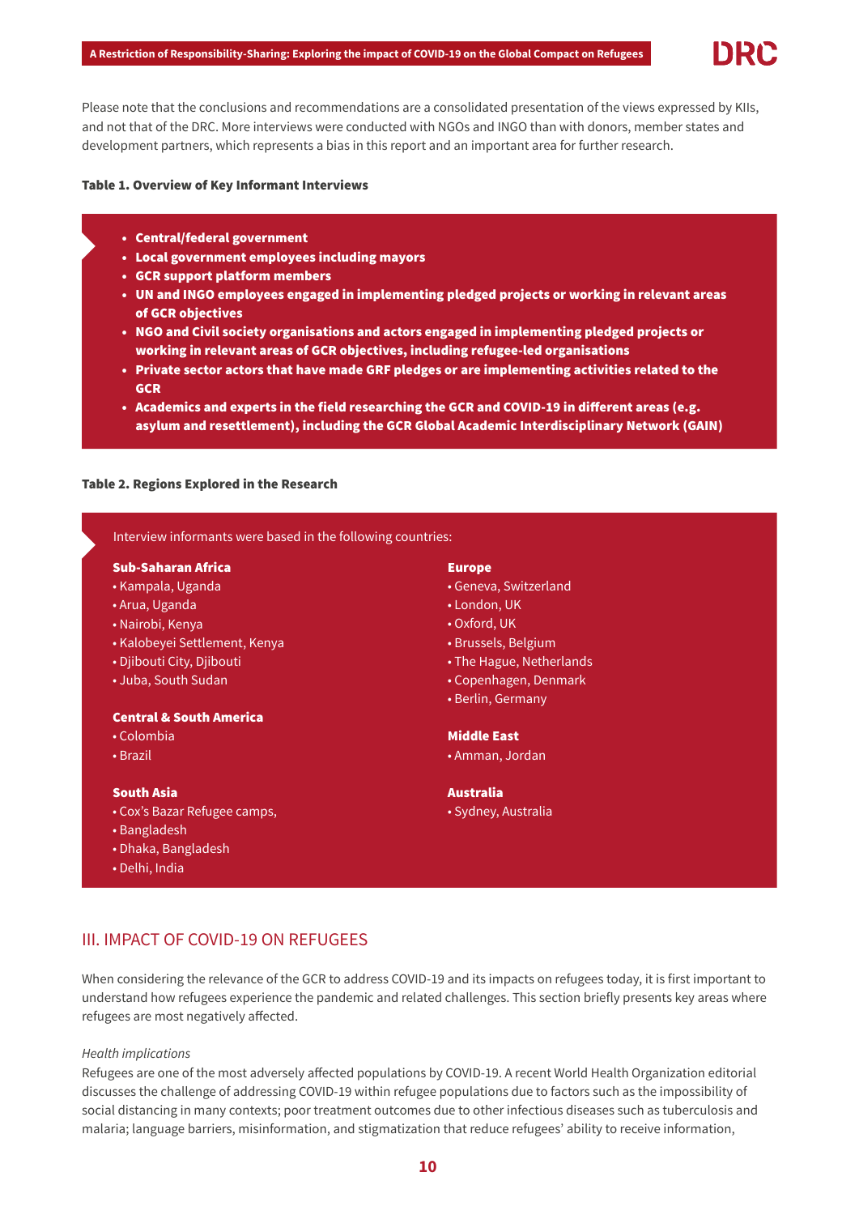Please note that the conclusions and recommendations are a consolidated presentation of the views expressed by KIIs, and not that of the DRC. More interviews were conducted with NGOs and INGO than with donors, member states and development partners, which represents a bias in this report and an important area for further research.

**Table 1. Overview of Key Informant Interviews**

- **Central/federal government**
- **Local government employees including mayors**
- **GCR support platform members**
- **UN and INGO employees engaged in implementing pledged projects or working in relevant areas of GCR objectives**
- **NGO and Civil society organisations and actors engaged in implementing pledged projects or working in relevant areas of GCR objectives, including refugee-led organisations**
- **Private sector actors that have made GRF pledges or are implementing activities related to the GCR**
- **Academics and experts in the field researching the GCR and COVID-19 in different areas (e.g. asylum and resettlement), including the GCR Global Academic Interdisciplinary Network (GAIN)**

**Table 2. Regions Explored in the Research**

Interview informants were based in the following countries:

**Sub-Saharan Africa**
- Kampala, Uganda
- Arua, Uganda
- Nairobi, Kenya
- Kalobeyei Settlement, Kenya
- Djibouti City, Djibouti
- Juba, South Sudan

**Central & South America**
- Colombia
- Brazil

**South Asia**
- Cox's Bazar Refugee camps,
- Bangladesh
- Dhaka, Bangladesh
- Delhi, India

**Europe**
- Geneva, Switzerland
- London, UK
- Oxford, UK
- Brussels, Belgium
- The Hague, Netherlands
- Copenhagen, Denmark
- Berlin, Germany

**Middle East**
- Amman, Jordan

**Australia**
- Sydney, Australia

## III. IMPACT OF COVID-19 ON REFUGEES

When considering the relevance of the GCR to address COVID-19 and its impacts on refugees today, it is first important to understand how refugees experience the pandemic and related challenges. This section briefly presents key areas where refugees are most negatively affected.

*Health implications*

Refugees are one of the most adversely affected populations by COVID-19. A recent World Health Organization editorial discusses the challenge of addressing COVID-19 within refugee populations due to factors such as the impossibility of social distancing in many contexts; poor treatment outcomes due to other infectious diseases such as tuberculosis and malaria; language barriers, misinformation, and stigmatization that reduce refugees' ability to receive information,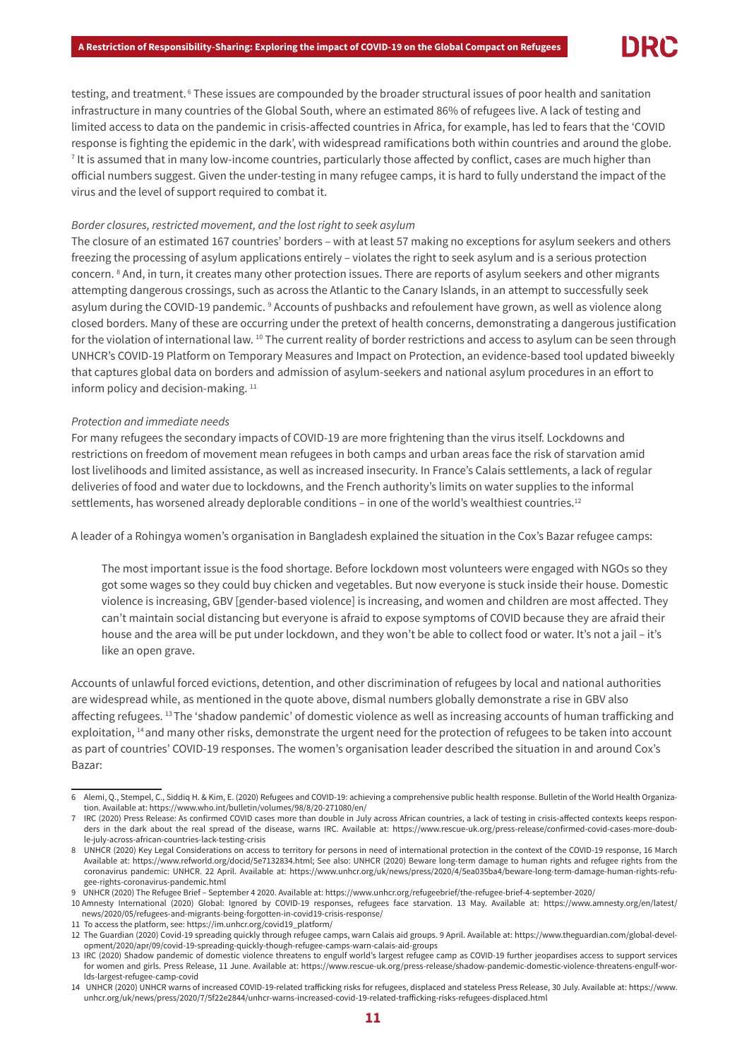testing, and treatment. [6] These issues are compounded by the broader structural issues of poor health and sanitation infrastructure in many countries of the Global South, where an estimated 86% of refugees live. A lack of testing and limited access to data on the pandemic in crisis-affected countries in Africa, for example, has led to fears that the 'COVID response is fighting the epidemic in the dark', with widespread ramifications both within countries and around the globe. [7] It is assumed that in many low-income countries, particularly those affected by conflict, cases are much higher than official numbers suggest. Given the under-testing in many refugee camps, it is hard to fully understand the impact of the virus and the level of support required to combat it.

*Border closures, restricted movement, and the lost right to seek asylum*

The closure of an estimated 167 countries' borders – with at least 57 making no exceptions for asylum seekers and others freezing the processing of asylum applications entirely – violates the right to seek asylum and is a serious protection concern. [8] And, in turn, it creates many other protection issues. There are reports of asylum seekers and other migrants attempting dangerous crossings, such as across the Atlantic to the Canary Islands, in an attempt to successfully seek asylum during the COVID-19 pandemic. [9] Accounts of pushbacks and refoulement have grown, as well as violence along closed borders. Many of these are occurring under the pretext of health concerns, demonstrating a dangerous justification for the violation of international law. [10] The current reality of border restrictions and access to asylum can be seen through UNHCR's COVID-19 Platform on Temporary Measures and Impact on Protection, an evidence-based tool updated biweekly that captures global data on borders and admission of asylum-seekers and national asylum procedures in an effort to inform policy and decision-making. [11]

*Protection and immediate needs*

For many refugees the secondary impacts of COVID-19 are more frightening than the virus itself. Lockdowns and restrictions on freedom of movement mean refugees in both camps and urban areas face the risk of starvation amid lost livelihoods and limited assistance, as well as increased insecurity. In France's Calais settlements, a lack of regular deliveries of food and water due to lockdowns, and the French authority's limits on water supplies to the informal settlements, has worsened already deplorable conditions – in one of the world's wealthiest countries.[12]

A leader of a Rohingya women's organisation in Bangladesh explained the situation in the Cox's Bazar refugee camps:

> The most important issue is the food shortage. Before lockdown most volunteers were engaged with NGOs so they got some wages so they could buy chicken and vegetables. But now everyone is stuck inside their house. Domestic violence is increasing, GBV [gender-based violence] is increasing, and women and children are most affected. They can't maintain social distancing but everyone is afraid to expose symptoms of COVID because they are afraid their house and the area will be put under lockdown, and they won't be able to collect food or water. It's not a jail – it's like an open grave.

Accounts of unlawful forced evictions, detention, and other discrimination of refugees by local and national authorities are widespread while, as mentioned in the quote above, dismal numbers globally demonstrate a rise in GBV also affecting refugees. [13] The 'shadow pandemic' of domestic violence as well as increasing accounts of human trafficking and exploitation, [14] and many other risks, demonstrate the urgent need for the protection of refugees to be taken into account as part of countries' COVID-19 responses. The women's organisation leader described the situation in and around Cox's Bazar:

---

6 Alemi, Q., Stempel, C., Siddiq H. & Kim, E. (2020) Refugees and COVID-19: achieving a comprehensive public health response. Bulletin of the World Health Organization. Available at: https://www.who.int/bulletin/volumes/98/8/20-271080/en/

7 IRC (2020) Press Release: As confirmed COVID cases more than double in July across African countries, a lack of testing in crisis-affected contexts keeps responders in the dark about the real spread of the disease, warns IRC. Available at: https://www.rescue-uk.org/press-release/confirmed-covid-cases-more-double-july-across-african-countries-lack-testing-crisis

8 UNHCR (2020) Key Legal Considerations on access to territory for persons in need of international protection in the context of the COVID-19 response, 16 March Available at: https://www.refworld.org/docid/5e7132834.html; See also: UNHCR (2020) Beware long-term damage to human rights and refugee rights from the coronavirus pandemic: UNHCR. 22 April. Available at: https://www.unhcr.org/uk/news/press/2020/4/5ea035ba4/beware-long-term-damage-human-rights-refugee-rights-coronavirus-pandemic.html

9 UNHCR (2020) The Refugee Brief – September 4 2020. Available at: https://www.unhcr.org/refugeebrief/the-refugee-brief-4-september-2020/

10 Amnesty International (2020) Global: Ignored by COVID-19 responses, refugees face starvation. 13 May. Available at: https://www.amnesty.org/en/latest/news/2020/05/refugees-and-migrants-being-forgotten-in-covid19-crisis-response/

11 To access the platform, see: https://im.unhcr.org/covid19_platform/

12 The Guardian (2020) Covid-19 spreading quickly through refugee camps, warn Calais aid groups. 9 April. Available at: https://www.theguardian.com/global-development/2020/apr/09/covid-19-spreading-quickly-though-refugee-camps-warn-calais-aid-groups

13 IRC (2020) Shadow pandemic of domestic violence threatens to engulf world's largest refugee camp as COVID-19 further jeopardises access to support services for women and girls. Press Release, 11 June. Available at: https://www.rescue-uk.org/press-release/shadow-pandemic-domestic-violence-threatens-engulf-worlds-largest-refugee-camp-covid

14 UNHCR (2020) UNHCR warns of increased COVID-19-related trafficking risks for refugees, displaced and stateless Press Release, 30 July. Available at: https://www.unhcr.org/uk/news/press/2020/7/5f22e2844/unhcr-warns-increased-covid-19-related-trafficking-risks-refugees-displaced.html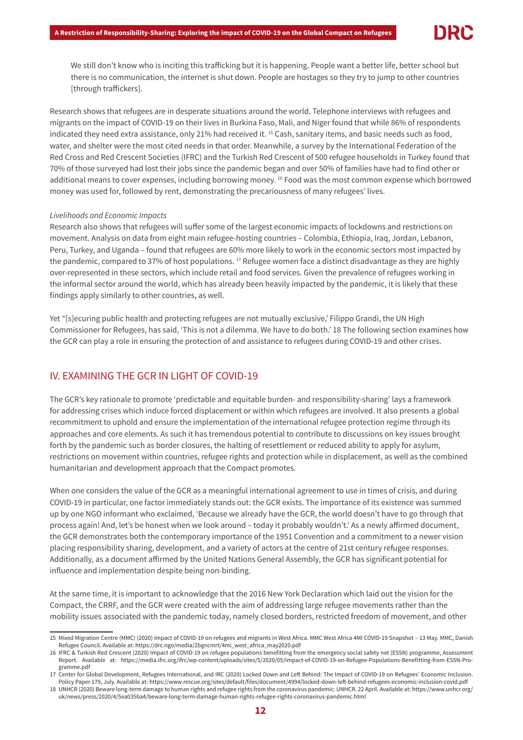> We still don't know who is inciting this trafficking but it is happening. People want a better life, better school but there is no communication, the internet is shut down. People are hostages so they try to jump to other countries [through traffickers].

Research shows that refugees are in desperate situations around the world. Telephone interviews with refugees and migrants on the impact of COVID-19 on their lives in Burkina Faso, Mali, and Niger found that while 86% of respondents indicated they need extra assistance, only 21% had received it. [15] Cash, sanitary items, and basic needs such as food, water, and shelter were the most cited needs in that order. Meanwhile, a survey by the International Federation of the Red Cross and Red Crescent Societies (IFRC) and the Turkish Red Crescent of 500 refugee households in Turkey found that 70% of those surveyed had lost their jobs since the pandemic began and over 50% of families have had to find other or additional means to cover expenses, including borrowing money. [16] Food was the most common expense which borrowed money was used for, followed by rent, demonstrating the precariousness of many refugees' lives.

*Livelihoods and Economic Impacts*

Research also shows that refugees will suffer some of the largest economic impacts of lockdowns and restrictions on movement. Analysis on data from eight main refugee-hosting countries – Colombia, Ethiopia, Iraq, Jordan, Lebanon, Peru, Turkey, and Uganda – found that refugees are 60% more likely to work in the economic sectors most impacted by the pandemic, compared to 37% of host populations. [17] Refugee women face a distinct disadvantage as they are highly over-represented in these sectors, which include retail and food services. Given the prevalence of refugees working in the informal sector around the world, which has already been heavily impacted by the pandemic, it is likely that these findings apply similarly to other countries, as well.

Yet "[s]ecuring public health and protecting refugees are not mutually exclusive,' Filippo Grandi, the UN High Commissioner for Refugees, has said, 'This is not a dilemma. We have to do both.' 18 The following section examines how the GCR can play a role in ensuring the protection of and assistance to refugees during COVID-19 and other crises.

## IV. EXAMINING THE GCR IN LIGHT OF COVID-19

The GCR's key rationale to promote 'predictable and equitable burden- and responsibility-sharing' lays a framework for addressing crises which induce forced displacement or within which refugees are involved. It also presents a global recommitment to uphold and ensure the implementation of the international refugee protection regime through its approaches and core elements. As such it has tremendous potential to contribute to discussions on key issues brought forth by the pandemic such as border closures, the halting of resettlement or reduced ability to apply for asylum, restrictions on movement within countries, refugee rights and protection while in displacement, as well as the combined humanitarian and development approach that the Compact promotes.

When one considers the value of the GCR as a meaningful international agreement to use in times of crisis, and during COVID-19 in particular, one factor immediately stands out: the GCR exists. The importance of its existence was summed up by one NGO informant who exclaimed, 'Because we already have the GCR, the world doesn't have to go through that process again! And, let's be honest when we look around – today it probably wouldn't.' As a newly affirmed document, the GCR demonstrates both the contemporary importance of the 1951 Convention and a commitment to a newer vision placing responsibility sharing, development, and a variety of actors at the centre of 21st century refugee responses. Additionally, as a document affirmed by the United Nations General Assembly, the GCR has significant potential for influence and implementation despite being non-binding.

At the same time, it is important to acknowledge that the 2016 New York Declaration which laid out the vision for the Compact, the CRRF, and the GCR were created with the aim of addressing large refugee movements rather than the mobility issues associated with the pandemic today, namely closed borders, restricted freedom of movement, and other

---

15 Mixed Migration Centre (MMC) (2020) Impact of COVID-19 on refugees and migrants in West Africa. MMC West Africa 4MI COVID-19 Snapshot – 13 May. MMC, Danish Refugee Council. Available at: https://drc.ngo/media/2bgncmrt/4mi_west_africa_may2020.pdf

16 IFRC & Turkish Red Crescent (2020) Impact of COVID-19 on refugee populations benefitting from the emergency social safety net (ESSN) programme, Assessment Report. Available at: https://media.ifrc.org/ifrc/wp-content/uploads/sites/5/2020/05/Impact-of-COVID-19-on-Refugee-Populations-Benefitting-from-ESSN-Programme.pdf

17 Center for Global Development, Refugees International, and IRC (2020) Locked Down and Left Behind: The Impact of COVID-19 on Refugees' Economic Inclusion. Policy Paper 179, July. Available at: https://www.rescue.org/sites/default/files/document/4994/locked-down-left-behind-refugees-economic-inclusion-covid.pdf

18 UNHCR (2020) Beware long-term damage to human rights and refugee rights from the coronavirus pandemic: UNHCR. 22 April. Available at: https://www.unhcr.org/uk/news/press/2020/4/5ea035ba4/beware-long-term-damage-human-rights-refugee-rights-coronavirus-pandemic.html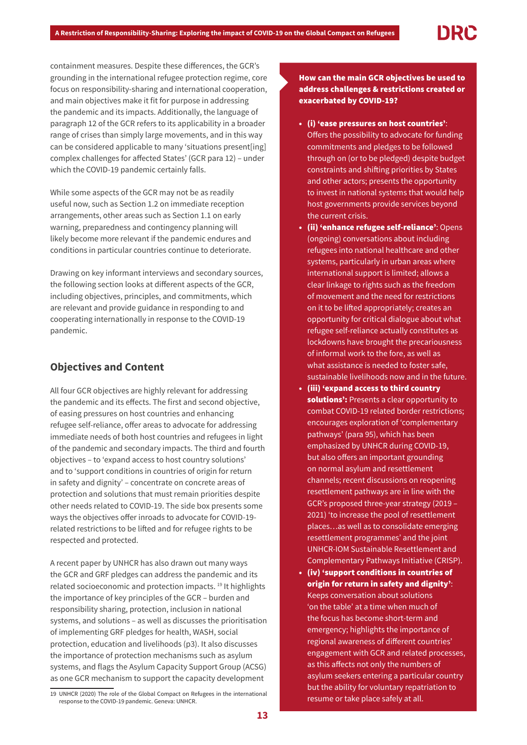containment measures. Despite these differences, the GCR's grounding in the international refugee protection regime, core focus on responsibility-sharing and international cooperation, and main objectives make it fit for purpose in addressing the pandemic and its impacts. Additionally, the language of paragraph 12 of the GCR refers to its applicability in a broader range of crises than simply large movements, and in this way can be considered applicable to many 'situations present[ing] complex challenges for affected States' (GCR para 12) – under which the COVID-19 pandemic certainly falls.

While some aspects of the GCR may not be as readily useful now, such as Section 1.2 on immediate reception arrangements, other areas such as Section 1.1 on early warning, preparedness and contingency planning will likely become more relevant if the pandemic endures and conditions in particular countries continue to deteriorate.

Drawing on key informant interviews and secondary sources, the following section looks at different aspects of the GCR, including objectives, principles, and commitments, which are relevant and provide guidance in responding to and cooperating internationally in response to the COVID-19 pandemic.

## Objectives and Content

All four GCR objectives are highly relevant for addressing the pandemic and its effects. The first and second objective, of easing pressures on host countries and enhancing refugee self-reliance, offer areas to advocate for addressing immediate needs of both host countries and refugees in light of the pandemic and secondary impacts. The third and fourth objectives – to 'expand access to host country solutions' and to 'support conditions in countries of origin for return in safety and dignity' – concentrate on concrete areas of protection and solutions that must remain priorities despite other needs related to COVID-19. The side box presents some ways the objectives offer inroads to advocate for COVID-19-related restrictions to be lifted and for refugee rights to be respected and protected.

A recent paper by UNHCR has also drawn out many ways the GCR and GRF pledges can address the pandemic and its related socioeconomic and protection impacts. [19] It highlights the importance of key principles of the GCR – burden and responsibility sharing, protection, inclusion in national systems, and solutions – as well as discusses the prioritisation of implementing GRF pledges for health, WASH, social protection, education and livelihoods (p3). It also discusses the importance of protection mechanisms such as asylum systems, and flags the Asylum Capacity Support Group (ACSG) as one GCR mechanism to support the capacity development

**How can the main GCR objectives be used to address challenges & restrictions created or exacerbated by COVID-19?**

- **(i) 'ease pressures on host countries'**: Offers the possibility to advocate for funding commitments and pledges to be followed through on (or to be pledged) despite budget constraints and shifting priorities by States and other actors; presents the opportunity to invest in national systems that would help host governments provide services beyond the current crisis.
- **(ii) 'enhance refugee self-reliance'**: Opens (ongoing) conversations about including refugees into national healthcare and other systems, particularly in urban areas where international support is limited; allows a clear linkage to rights such as the freedom of movement and the need for restrictions on it to be lifted appropriately; creates an opportunity for critical dialogue about what refugee self-reliance actually constitutes as lockdowns have brought the precariousness of informal work to the fore, as well as what assistance is needed to foster safe, sustainable livelihoods now and in the future.
- **(iii) 'expand access to third country solutions':** Presents a clear opportunity to combat COVID-19 related border restrictions; encourages exploration of 'complementary pathways' (para 95), which has been emphasized by UNHCR during COVID-19, but also offers an important grounding on normal asylum and resettlement channels; recent discussions on reopening resettlement pathways are in line with the GCR's proposed three-year strategy (2019 – 2021) 'to increase the pool of resettlement places…as well as to consolidate emerging resettlement programmes' and the joint UNHCR-IOM Sustainable Resettlement and Complementary Pathways Initiative (CRISP).
- **(iv) 'support conditions in countries of origin for return in safety and dignity'**: Keeps conversation about solutions 'on the table' at a time when much of the focus has become short-term and emergency; highlights the importance of regional awareness of different countries' engagement with GCR and related processes, as this affects not only the numbers of asylum seekers entering a particular country but the ability for voluntary repatriation to resume or take place safely at all.

---

19 UNHCR (2020) The role of the Global Compact on Refugees in the international response to the COVID-19 pandemic. Geneva: UNHCR.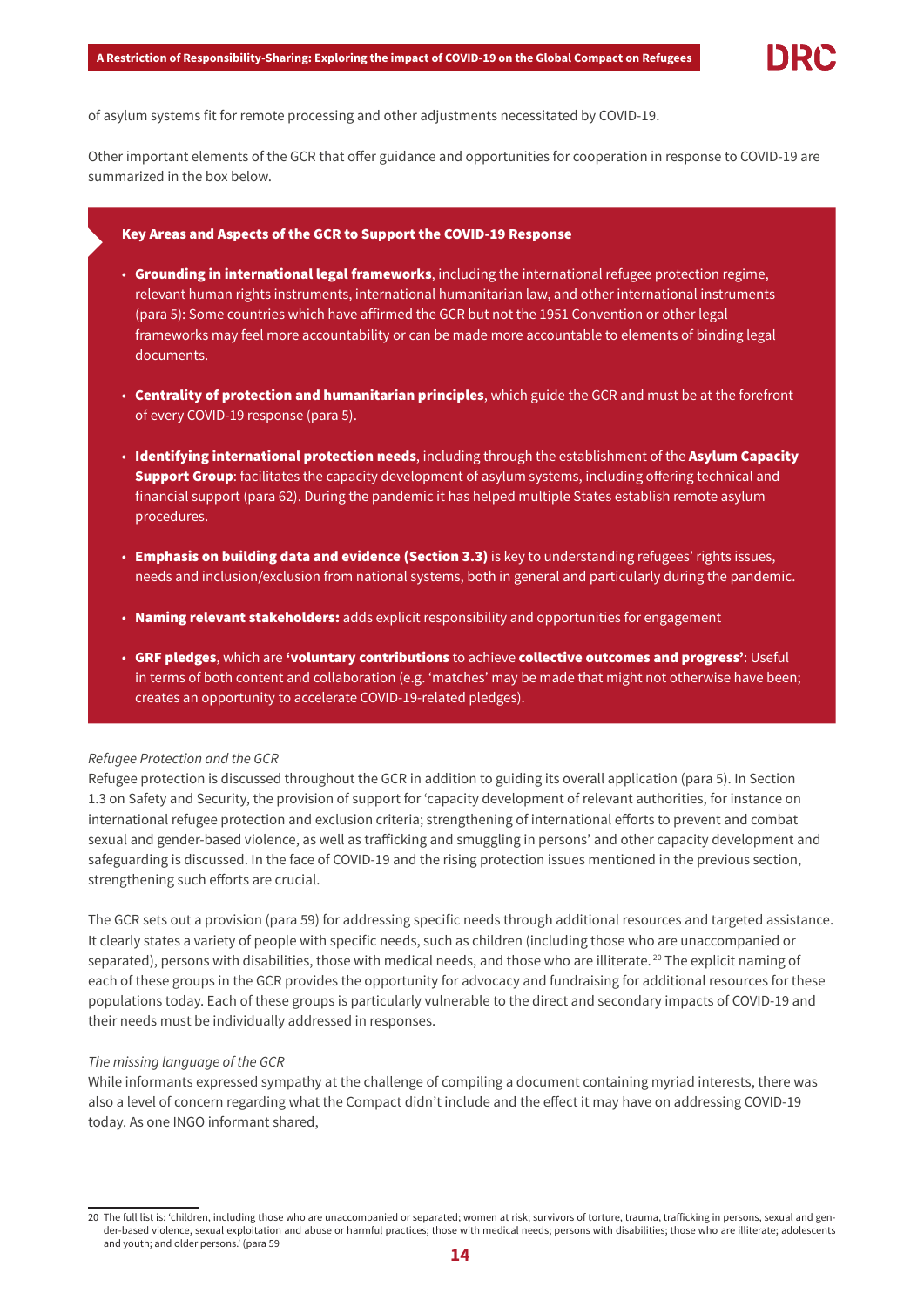of asylum systems fit for remote processing and other adjustments necessitated by COVID-19.

Other important elements of the GCR that offer guidance and opportunities for cooperation in response to COVID-19 are summarized in the box below.

**Key Areas and Aspects of the GCR to Support the COVID-19 Response**

- **Grounding in international legal frameworks**, including the international refugee protection regime, relevant human rights instruments, international humanitarian law, and other international instruments (para 5): Some countries which have affirmed the GCR but not the 1951 Convention or other legal frameworks may feel more accountability or can be made more accountable to elements of binding legal documents.
- **Centrality of protection and humanitarian principles**, which guide the GCR and must be at the forefront of every COVID-19 response (para 5).
- **Identifying international protection needs**, including through the establishment of the **Asylum Capacity Support Group**: facilitates the capacity development of asylum systems, including offering technical and financial support (para 62). During the pandemic it has helped multiple States establish remote asylum procedures.
- **Emphasis on building data and evidence (Section 3.3)** is key to understanding refugees' rights issues, needs and inclusion/exclusion from national systems, both in general and particularly during the pandemic.
- **Naming relevant stakeholders:** adds explicit responsibility and opportunities for engagement
- **GRF pledges**, which are **'voluntary contributions** to achieve **collective outcomes and progress'**: Useful in terms of both content and collaboration (e.g. 'matches' may be made that might not otherwise have been; creates an opportunity to accelerate COVID-19-related pledges).

*Refugee Protection and the GCR*

Refugee protection is discussed throughout the GCR in addition to guiding its overall application (para 5). In Section 1.3 on Safety and Security, the provision of support for 'capacity development of relevant authorities, for instance on international refugee protection and exclusion criteria; strengthening of international efforts to prevent and combat sexual and gender-based violence, as well as trafficking and smuggling in persons' and other capacity development and safeguarding is discussed. In the face of COVID-19 and the rising protection issues mentioned in the previous section, strengthening such efforts are crucial.

The GCR sets out a provision (para 59) for addressing specific needs through additional resources and targeted assistance. It clearly states a variety of people with specific needs, such as children (including those who are unaccompanied or separated), persons with disabilities, those with medical needs, and those who are illiterate.[20] The explicit naming of each of these groups in the GCR provides the opportunity for advocacy and fundraising for additional resources for these populations today. Each of these groups is particularly vulnerable to the direct and secondary impacts of COVID-19 and their needs must be individually addressed in responses.

*The missing language of the GCR*

While informants expressed sympathy at the challenge of compiling a document containing myriad interests, there was also a level of concern regarding what the Compact didn't include and the effect it may have on addressing COVID-19 today. As one INGO informant shared,

20 The full list is: 'children, including those who are unaccompanied or separated; women at risk; survivors of torture, trauma, trafficking in persons, sexual and gender-based violence, sexual exploitation and abuse or harmful practices; those with medical needs; persons with disabilities; those who are illiterate; adolescents and youth; and older persons.' (para 59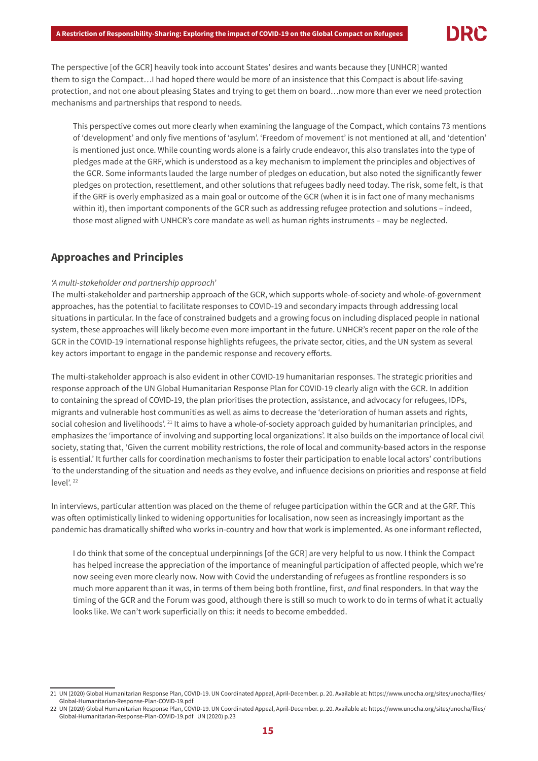The perspective [of the GCR] heavily took into account States' desires and wants because they [UNHCR] wanted them to sign the Compact…I had hoped there would be more of an insistence that this Compact is about life-saving protection, and not one about pleasing States and trying to get them on board…now more than ever we need protection mechanisms and partnerships that respond to needs.

> This perspective comes out more clearly when examining the language of the Compact, which contains 73 mentions of 'development' and only five mentions of 'asylum'. 'Freedom of movement' is not mentioned at all, and 'detention' is mentioned just once. While counting words alone is a fairly crude endeavor, this also translates into the type of pledges made at the GRF, which is understood as a key mechanism to implement the principles and objectives of the GCR. Some informants lauded the large number of pledges on education, but also noted the significantly fewer pledges on protection, resettlement, and other solutions that refugees badly need today. The risk, some felt, is that if the GRF is overly emphasized as a main goal or outcome of the GCR (when it is in fact one of many mechanisms within it), then important components of the GCR such as addressing refugee protection and solutions – indeed, those most aligned with UNHCR's core mandate as well as human rights instruments – may be neglected.

## Approaches and Principles

*'A multi-stakeholder and partnership approach'*

The multi-stakeholder and partnership approach of the GCR, which supports whole-of-society and whole-of-government approaches, has the potential to facilitate responses to COVID-19 and secondary impacts through addressing local situations in particular. In the face of constrained budgets and a growing focus on including displaced people in national system, these approaches will likely become even more important in the future. UNHCR's recent paper on the role of the GCR in the COVID-19 international response highlights refugees, the private sector, cities, and the UN system as several key actors important to engage in the pandemic response and recovery efforts.

The multi-stakeholder approach is also evident in other COVID-19 humanitarian responses. The strategic priorities and response approach of the UN Global Humanitarian Response Plan for COVID-19 clearly align with the GCR. In addition to containing the spread of COVID-19, the plan prioritises the protection, assistance, and advocacy for refugees, IDPs, migrants and vulnerable host communities as well as aims to decrease the 'deterioration of human assets and rights, social cohesion and livelihoods'. [21] It aims to have a whole-of-society approach guided by humanitarian principles, and emphasizes the 'importance of involving and supporting local organizations'. It also builds on the importance of local civil society, stating that, 'Given the current mobility restrictions, the role of local and community-based actors in the response is essential.' It further calls for coordination mechanisms to foster their participation to enable local actors' contributions 'to the understanding of the situation and needs as they evolve, and influence decisions on priorities and response at field level'. [22]

In interviews, particular attention was placed on the theme of refugee participation within the GCR and at the GRF. This was often optimistically linked to widening opportunities for localisation, now seen as increasingly important as the pandemic has dramatically shifted who works in-country and how that work is implemented. As one informant reflected,

> I do think that some of the conceptual underpinnings [of the GCR] are very helpful to us now. I think the Compact has helped increase the appreciation of the importance of meaningful participation of affected people, which we're now seeing even more clearly now. Now with Covid the understanding of refugees as frontline responders is so much more apparent than it was, in terms of them being both frontline, first, *and* final responders. In that way the timing of the GCR and the Forum was good, although there is still so much to work to do in terms of what it actually looks like. We can't work superficially on this: it needs to become embedded.

---

21 UN (2020) Global Humanitarian Response Plan, COVID-19. UN Coordinated Appeal, April-December. p. 20. Available at: https://www.unocha.org/sites/unocha/files/Global-Humanitarian-Response-Plan-COVID-19.pdf

22 UN (2020) Global Humanitarian Response Plan, COVID-19. UN Coordinated Appeal, April-December. p. 20. Available at: https://www.unocha.org/sites/unocha/files/Global-Humanitarian-Response-Plan-COVID-19.pdf UN (2020) p.23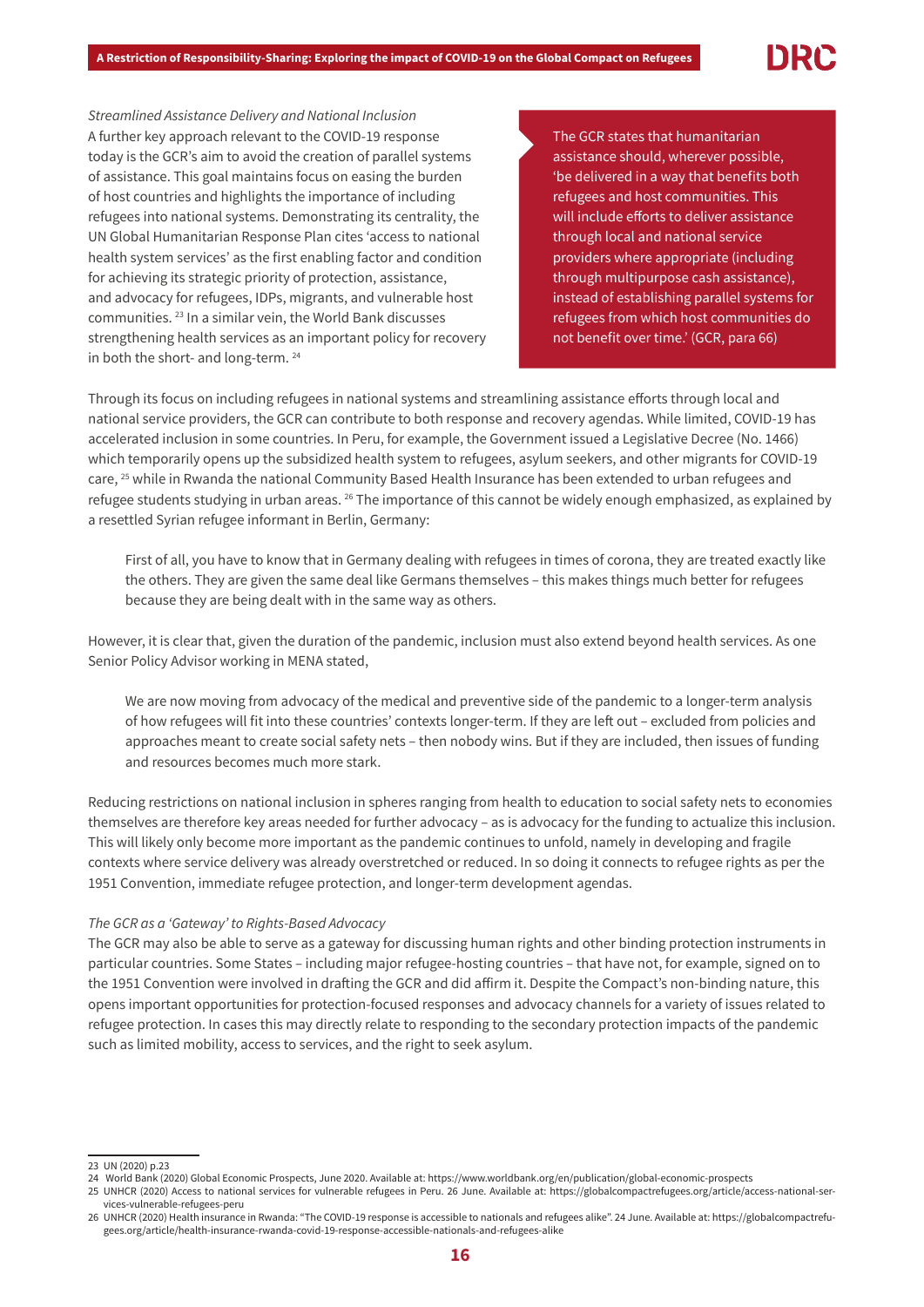*Streamlined Assistance Delivery and National Inclusion*

A further key approach relevant to the COVID-19 response today is the GCR's aim to avoid the creation of parallel systems of assistance. This goal maintains focus on easing the burden of host countries and highlights the importance of including refugees into national systems. Demonstrating its centrality, the UN Global Humanitarian Response Plan cites 'access to national health system services' as the first enabling factor and condition for achieving its strategic priority of protection, assistance, and advocacy for refugees, IDPs, migrants, and vulnerable host communities. [23] In a similar vein, the World Bank discusses strengthening health services as an important policy for recovery in both the short- and long-term. [24]

The GCR states that humanitarian assistance should, wherever possible, 'be delivered in a way that benefits both refugees and host communities. This will include efforts to deliver assistance through local and national service providers where appropriate (including through multipurpose cash assistance), instead of establishing parallel systems for refugees from which host communities do not benefit over time.' (GCR, para 66)

Through its focus on including refugees in national systems and streamlining assistance efforts through local and national service providers, the GCR can contribute to both response and recovery agendas. While limited, COVID-19 has accelerated inclusion in some countries. In Peru, for example, the Government issued a Legislative Decree (No. 1466) which temporarily opens up the subsidized health system to refugees, asylum seekers, and other migrants for COVID-19 care, [25] while in Rwanda the national Community Based Health Insurance has been extended to urban refugees and refugee students studying in urban areas. [26] The importance of this cannot be widely enough emphasized, as explained by a resettled Syrian refugee informant in Berlin, Germany:

> First of all, you have to know that in Germany dealing with refugees in times of corona, they are treated exactly like the others. They are given the same deal like Germans themselves – this makes things much better for refugees because they are being dealt with in the same way as others.

However, it is clear that, given the duration of the pandemic, inclusion must also extend beyond health services. As one Senior Policy Advisor working in MENA stated,

> We are now moving from advocacy of the medical and preventive side of the pandemic to a longer-term analysis of how refugees will fit into these countries' contexts longer-term. If they are left out – excluded from policies and approaches meant to create social safety nets – then nobody wins. But if they are included, then issues of funding and resources becomes much more stark.

Reducing restrictions on national inclusion in spheres ranging from health to education to social safety nets to economies themselves are therefore key areas needed for further advocacy – as is advocacy for the funding to actualize this inclusion. This will likely only become more important as the pandemic continues to unfold, namely in developing and fragile contexts where service delivery was already overstretched or reduced. In so doing it connects to refugee rights as per the 1951 Convention, immediate refugee protection, and longer-term development agendas.

*The GCR as a 'Gateway' to Rights-Based Advocacy*

The GCR may also be able to serve as a gateway for discussing human rights and other binding protection instruments in particular countries. Some States – including major refugee-hosting countries – that have not, for example, signed on to the 1951 Convention were involved in drafting the GCR and did affirm it. Despite the Compact's non-binding nature, this opens important opportunities for protection-focused responses and advocacy channels for a variety of issues related to refugee protection. In cases this may directly relate to responding to the secondary protection impacts of the pandemic such as limited mobility, access to services, and the right to seek asylum.

---

23 UN (2020) p.23

24 World Bank (2020) Global Economic Prospects, June 2020. Available at: https://www.worldbank.org/en/publication/global-economic-prospects

25 UNHCR (2020) Access to national services for vulnerable refugees in Peru. 26 June. Available at: https://globalcompactrefugees.org/article/access-national-services-vulnerable-refugees-peru

26 UNHCR (2020) Health insurance in Rwanda: "The COVID-19 response is accessible to nationals and refugees alike". 24 June. Available at: https://globalcompactrefugees.org/article/health-insurance-rwanda-covid-19-response-accessible-nationals-and-refugees-alike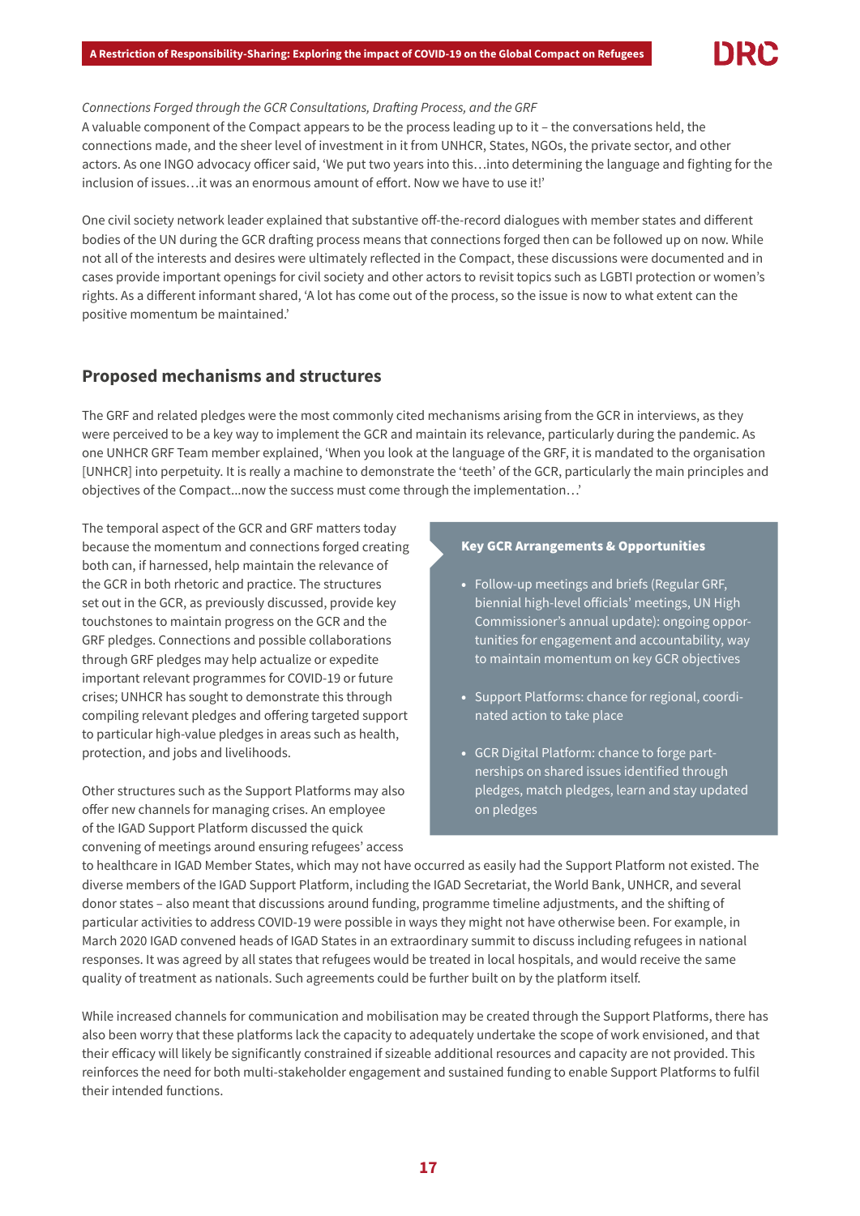*Connections Forged through the GCR Consultations, Drafting Process, and the GRF*

A valuable component of the Compact appears to be the process leading up to it – the conversations held, the connections made, and the sheer level of investment in it from UNHCR, States, NGOs, the private sector, and other actors. As one INGO advocacy officer said, 'We put two years into this…into determining the language and fighting for the inclusion of issues…it was an enormous amount of effort. Now we have to use it!'

One civil society network leader explained that substantive off-the-record dialogues with member states and different bodies of the UN during the GCR drafting process means that connections forged then can be followed up on now. While not all of the interests and desires were ultimately reflected in the Compact, these discussions were documented and in cases provide important openings for civil society and other actors to revisit topics such as LGBTI protection or women's rights. As a different informant shared, 'A lot has come out of the process, so the issue is now to what extent can the positive momentum be maintained.'

## Proposed mechanisms and structures

The GRF and related pledges were the most commonly cited mechanisms arising from the GCR in interviews, as they were perceived to be a key way to implement the GCR and maintain its relevance, particularly during the pandemic. As one UNHCR GRF Team member explained, 'When you look at the language of the GRF, it is mandated to the organisation [UNHCR] into perpetuity. It is really a machine to demonstrate the 'teeth' of the GCR, particularly the main principles and objectives of the Compact...now the success must come through the implementation…'

The temporal aspect of the GCR and GRF matters today because the momentum and connections forged creating both can, if harnessed, help maintain the relevance of the GCR in both rhetoric and practice. The structures set out in the GCR, as previously discussed, provide key touchstones to maintain progress on the GCR and the GRF pledges. Connections and possible collaborations through GRF pledges may help actualize or expedite important relevant programmes for COVID-19 or future crises; UNHCR has sought to demonstrate this through compiling relevant pledges and offering targeted support to particular high-value pledges in areas such as health, protection, and jobs and livelihoods.

**Key GCR Arrangements & Opportunities**

- Follow-up meetings and briefs (Regular GRF, biennial high-level officials' meetings, UN High Commissioner's annual update): ongoing opportunities for engagement and accountability, way to maintain momentum on key GCR objectives
- Support Platforms: chance for regional, coordinated action to take place
- GCR Digital Platform: chance to forge partnerships on shared issues identified through pledges, match pledges, learn and stay updated on pledges

Other structures such as the Support Platforms may also offer new channels for managing crises. An employee of the IGAD Support Platform discussed the quick convening of meetings around ensuring refugees' access to healthcare in IGAD Member States, which may not have occurred as easily had the Support Platform not existed. The diverse members of the IGAD Support Platform, including the IGAD Secretariat, the World Bank, UNHCR, and several donor states – also meant that discussions around funding, programme timeline adjustments, and the shifting of particular activities to address COVID-19 were possible in ways they might not have otherwise been. For example, in March 2020 IGAD convened heads of IGAD States in an extraordinary summit to discuss including refugees in national responses. It was agreed by all states that refugees would be treated in local hospitals, and would receive the same quality of treatment as nationals. Such agreements could be further built on by the platform itself.

While increased channels for communication and mobilisation may be created through the Support Platforms, there has also been worry that these platforms lack the capacity to adequately undertake the scope of work envisioned, and that their efficacy will likely be significantly constrained if sizeable additional resources and capacity are not provided. This reinforces the need for both multi-stakeholder engagement and sustained funding to enable Support Platforms to fulfil their intended functions.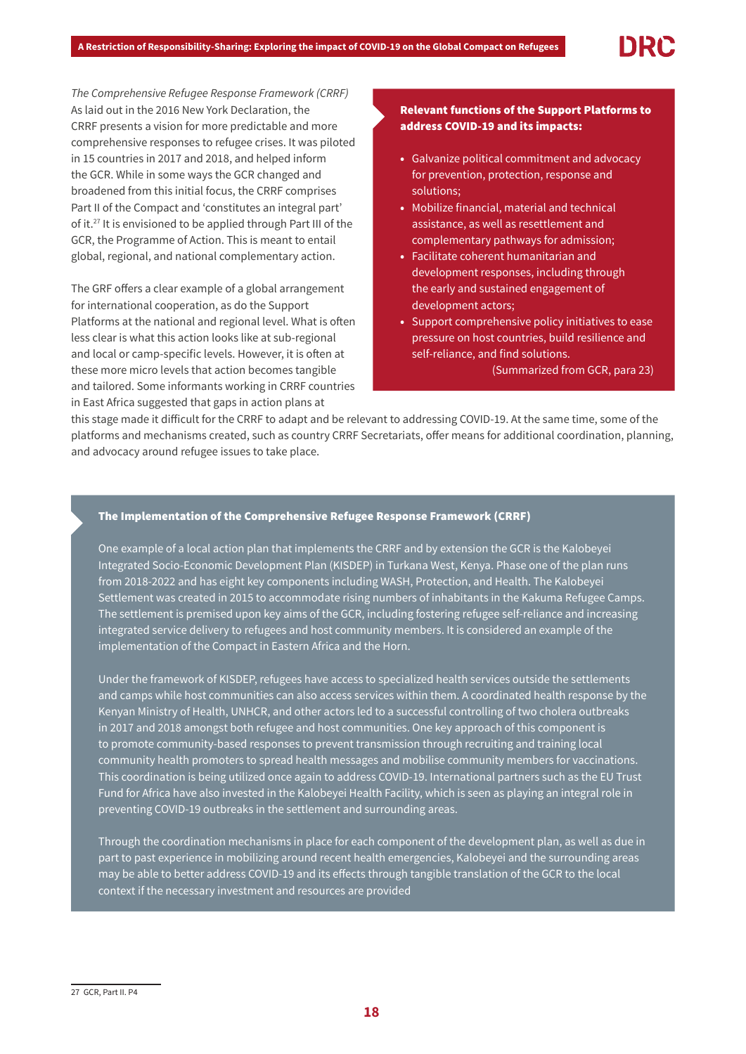*The Comprehensive Refugee Response Framework (CRRF)*
As laid out in the 2016 New York Declaration, the CRRF presents a vision for more predictable and more comprehensive responses to refugee crises. It was piloted in 15 countries in 2017 and 2018, and helped inform the GCR. While in some ways the GCR changed and broadened from this initial focus, the CRRF comprises Part II of the Compact and 'constitutes an integral part' of it.[27] It is envisioned to be applied through Part III of the GCR, the Programme of Action. This is meant to entail global, regional, and national complementary action.

The GRF offers a clear example of a global arrangement for international cooperation, as do the Support Platforms at the national and regional level. What is often less clear is what this action looks like at sub-regional and local or camp-specific levels. However, it is often at these more micro levels that action becomes tangible and tailored. Some informants working in CRRF countries in East Africa suggested that gaps in action plans at this stage made it difficult for the CRRF to adapt and be relevant to addressing COVID-19. At the same time, some of the platforms and mechanisms created, such as country CRRF Secretariats, offer means for additional coordination, planning, and advocacy around refugee issues to take place.

**Relevant functions of the Support Platforms to address COVID-19 and its impacts:**

- Galvanize political commitment and advocacy for prevention, protection, response and solutions;
- Mobilize financial, material and technical assistance, as well as resettlement and complementary pathways for admission;
- Facilitate coherent humanitarian and development responses, including through the early and sustained engagement of development actors;
- Support comprehensive policy initiatives to ease pressure on host countries, build resilience and self-reliance, and find solutions.

(Summarized from GCR, para 23)

**The Implementation of the Comprehensive Refugee Response Framework (CRRF)**

One example of a local action plan that implements the CRRF and by extension the GCR is the Kalobeyei Integrated Socio-Economic Development Plan (KISDEP) in Turkana West, Kenya. Phase one of the plan runs from 2018-2022 and has eight key components including WASH, Protection, and Health. The Kalobeyei Settlement was created in 2015 to accommodate rising numbers of inhabitants in the Kakuma Refugee Camps. The settlement is premised upon key aims of the GCR, including fostering refugee self-reliance and increasing integrated service delivery to refugees and host community members. It is considered an example of the implementation of the Compact in Eastern Africa and the Horn.

Under the framework of KISDEP, refugees have access to specialized health services outside the settlements and camps while host communities can also access services within them. A coordinated health response by the Kenyan Ministry of Health, UNHCR, and other actors led to a successful controlling of two cholera outbreaks in 2017 and 2018 amongst both refugee and host communities. One key approach of this component is to promote community-based responses to prevent transmission through recruiting and training local community health promoters to spread health messages and mobilise community members for vaccinations. This coordination is being utilized once again to address COVID-19. International partners such as the EU Trust Fund for Africa have also invested in the Kalobeyei Health Facility, which is seen as playing an integral role in preventing COVID-19 outbreaks in the settlement and surrounding areas.

Through the coordination mechanisms in place for each component of the development plan, as well as due in part to past experience in mobilizing around recent health emergencies, Kalobeyei and the surrounding areas may be able to better address COVID-19 and its effects through tangible translation of the GCR to the local context if the necessary investment and resources are provided

27 GCR, Part II. P4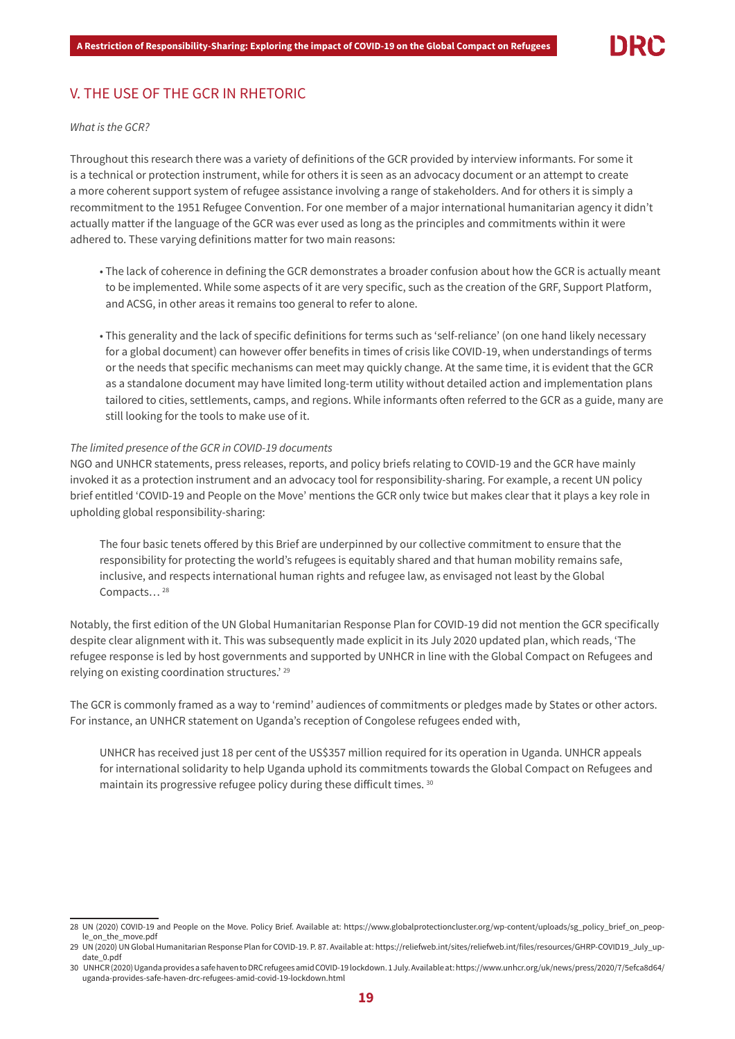## V. THE USE OF THE GCR IN RHETORIC

*What is the GCR?*

Throughout this research there was a variety of definitions of the GCR provided by interview informants. For some it is a technical or protection instrument, while for others it is seen as an advocacy document or an attempt to create a more coherent support system of refugee assistance involving a range of stakeholders. And for others it is simply a recommitment to the 1951 Refugee Convention. For one member of a major international humanitarian agency it didn't actually matter if the language of the GCR was ever used as long as the principles and commitments within it were adhered to. These varying definitions matter for two main reasons:

- The lack of coherence in defining the GCR demonstrates a broader confusion about how the GCR is actually meant to be implemented. While some aspects of it are very specific, such as the creation of the GRF, Support Platform, and ACSG, in other areas it remains too general to refer to alone.
- This generality and the lack of specific definitions for terms such as 'self-reliance' (on one hand likely necessary for a global document) can however offer benefits in times of crisis like COVID-19, when understandings of terms or the needs that specific mechanisms can meet may quickly change. At the same time, it is evident that the GCR as a standalone document may have limited long-term utility without detailed action and implementation plans tailored to cities, settlements, camps, and regions. While informants often referred to the GCR as a guide, many are still looking for the tools to make use of it.

*The limited presence of the GCR in COVID-19 documents*

NGO and UNHCR statements, press releases, reports, and policy briefs relating to COVID-19 and the GCR have mainly invoked it as a protection instrument and an advocacy tool for responsibility-sharing. For example, a recent UN policy brief entitled 'COVID-19 and People on the Move' mentions the GCR only twice but makes clear that it plays a key role in upholding global responsibility-sharing:

> The four basic tenets offered by this Brief are underpinned by our collective commitment to ensure that the responsibility for protecting the world's refugees is equitably shared and that human mobility remains safe, inclusive, and respects international human rights and refugee law, as envisaged not least by the Global Compacts… [28]

Notably, the first edition of the UN Global Humanitarian Response Plan for COVID-19 did not mention the GCR specifically despite clear alignment with it. This was subsequently made explicit in its July 2020 updated plan, which reads, 'The refugee response is led by host governments and supported by UNHCR in line with the Global Compact on Refugees and relying on existing coordination structures.' [29]

The GCR is commonly framed as a way to 'remind' audiences of commitments or pledges made by States or other actors. For instance, an UNHCR statement on Uganda's reception of Congolese refugees ended with,

> UNHCR has received just 18 per cent of the US$357 million required for its operation in Uganda. UNHCR appeals for international solidarity to help Uganda uphold its commitments towards the Global Compact on Refugees and maintain its progressive refugee policy during these difficult times. [30]

---

28 UN (2020) COVID-19 and People on the Move. Policy Brief. Available at: https://www.globalprotectioncluster.org/wp-content/uploads/sg_policy_brief_on_people_on_the_move.pdf

29 UN (2020) UN Global Humanitarian Response Plan for COVID-19. P. 87. Available at: https://reliefweb.int/sites/reliefweb.int/files/resources/GHRP-COVID19_July_update_0.pdf

30 UNHCR (2020) Uganda provides a safe haven to DRC refugees amid COVID-19 lockdown. 1 July. Available at: https://www.unhcr.org/uk/news/press/2020/7/5efca8d64/uganda-provides-safe-haven-drc-refugees-amid-covid-19-lockdown.html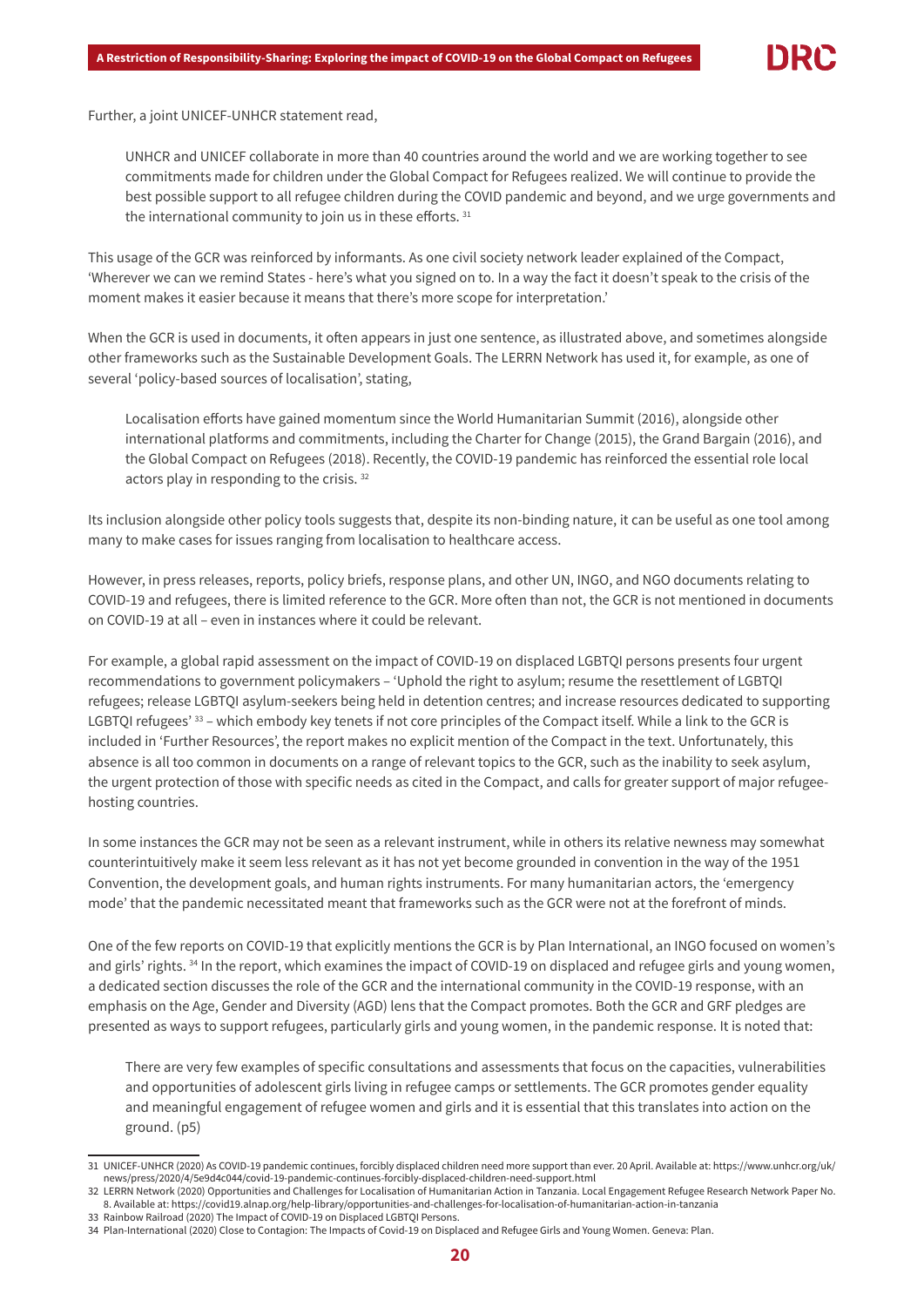Further, a joint UNICEF-UNHCR statement read,

> UNHCR and UNICEF collaborate in more than 40 countries around the world and we are working together to see commitments made for children under the Global Compact for Refugees realized. We will continue to provide the best possible support to all refugee children during the COVID pandemic and beyond, and we urge governments and the international community to join us in these efforts. [31]

This usage of the GCR was reinforced by informants. As one civil society network leader explained of the Compact, 'Wherever we can we remind States - here's what you signed on to. In a way the fact it doesn't speak to the crisis of the moment makes it easier because it means that there's more scope for interpretation.'

When the GCR is used in documents, it often appears in just one sentence, as illustrated above, and sometimes alongside other frameworks such as the Sustainable Development Goals. The LERRN Network has used it, for example, as one of several 'policy-based sources of localisation', stating,

> Localisation efforts have gained momentum since the World Humanitarian Summit (2016), alongside other international platforms and commitments, including the Charter for Change (2015), the Grand Bargain (2016), and the Global Compact on Refugees (2018). Recently, the COVID-19 pandemic has reinforced the essential role local actors play in responding to the crisis. [32]

Its inclusion alongside other policy tools suggests that, despite its non-binding nature, it can be useful as one tool among many to make cases for issues ranging from localisation to healthcare access.

However, in press releases, reports, policy briefs, response plans, and other UN, INGO, and NGO documents relating to COVID-19 and refugees, there is limited reference to the GCR. More often than not, the GCR is not mentioned in documents on COVID-19 at all – even in instances where it could be relevant.

For example, a global rapid assessment on the impact of COVID-19 on displaced LGBTQI persons presents four urgent recommendations to government policymakers – 'Uphold the right to asylum; resume the resettlement of LGBTQI refugees; release LGBTQI asylum-seekers being held in detention centres; and increase resources dedicated to supporting LGBTQI refugees' [33] – which embody key tenets if not core principles of the Compact itself. While a link to the GCR is included in 'Further Resources', the report makes no explicit mention of the Compact in the text. Unfortunately, this absence is all too common in documents on a range of relevant topics to the GCR, such as the inability to seek asylum, the urgent protection of those with specific needs as cited in the Compact, and calls for greater support of major refugee-hosting countries.

In some instances the GCR may not be seen as a relevant instrument, while in others its relative newness may somewhat counterintuitively make it seem less relevant as it has not yet become grounded in convention in the way of the 1951 Convention, the development goals, and human rights instruments. For many humanitarian actors, the 'emergency mode' that the pandemic necessitated meant that frameworks such as the GCR were not at the forefront of minds.

One of the few reports on COVID-19 that explicitly mentions the GCR is by Plan International, an INGO focused on women's and girls' rights. [34] In the report, which examines the impact of COVID-19 on displaced and refugee girls and young women, a dedicated section discusses the role of the GCR and the international community in the COVID-19 response, with an emphasis on the Age, Gender and Diversity (AGD) lens that the Compact promotes. Both the GCR and GRF pledges are presented as ways to support refugees, particularly girls and young women, in the pandemic response. It is noted that:

> There are very few examples of specific consultations and assessments that focus on the capacities, vulnerabilities and opportunities of adolescent girls living in refugee camps or settlements. The GCR promotes gender equality and meaningful engagement of refugee women and girls and it is essential that this translates into action on the ground. (p5)

---

31 UNICEF-UNHCR (2020) As COVID-19 pandemic continues, forcibly displaced children need more support than ever. 20 April. Available at: https://www.unhcr.org/uk/news/press/2020/4/5e9d4c044/covid-19-pandemic-continues-forcibly-displaced-children-need-support.html

32 LERRN Network (2020) Opportunities and Challenges for Localisation of Humanitarian Action in Tanzania. Local Engagement Refugee Research Network Paper No. 8. Available at: https://covid19.alnap.org/help-library/opportunities-and-challenges-for-localisation-of-humanitarian-action-in-tanzania

33 Rainbow Railroad (2020) The Impact of COVID-19 on Displaced LGBTQI Persons.

34 Plan-International (2020) Close to Contagion: The Impacts of Covid-19 on Displaced and Refugee Girls and Young Women. Geneva: Plan.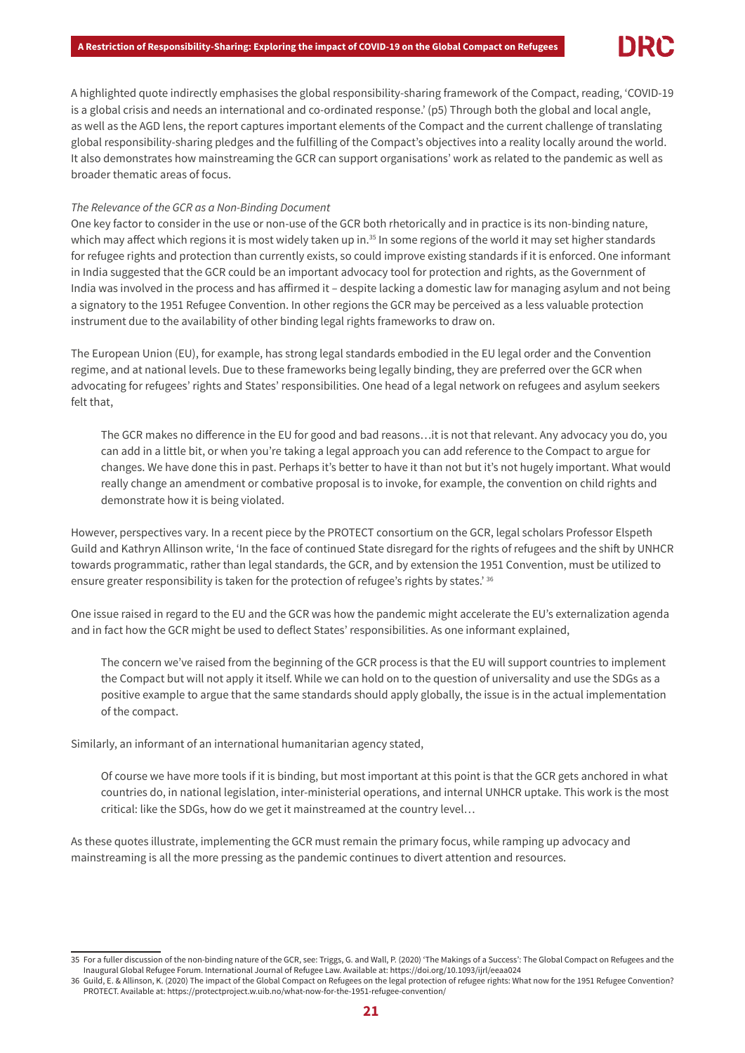A highlighted quote indirectly emphasises the global responsibility-sharing framework of the Compact, reading, 'COVID-19 is a global crisis and needs an international and co-ordinated response.' (p5) Through both the global and local angle, as well as the AGD lens, the report captures important elements of the Compact and the current challenge of translating global responsibility-sharing pledges and the fulfilling of the Compact's objectives into a reality locally around the world. It also demonstrates how mainstreaming the GCR can support organisations' work as related to the pandemic as well as broader thematic areas of focus.

*The Relevance of the GCR as a Non-Binding Document*

One key factor to consider in the use or non-use of the GCR both rhetorically and in practice is its non-binding nature, which may affect which regions it is most widely taken up in.[35] In some regions of the world it may set higher standards for refugee rights and protection than currently exists, so could improve existing standards if it is enforced. One informant in India suggested that the GCR could be an important advocacy tool for protection and rights, as the Government of India was involved in the process and has affirmed it – despite lacking a domestic law for managing asylum and not being a signatory to the 1951 Refugee Convention. In other regions the GCR may be perceived as a less valuable protection instrument due to the availability of other binding legal rights frameworks to draw on.

The European Union (EU), for example, has strong legal standards embodied in the EU legal order and the Convention regime, and at national levels. Due to these frameworks being legally binding, they are preferred over the GCR when advocating for refugees' rights and States' responsibilities. One head of a legal network on refugees and asylum seekers felt that,

> The GCR makes no difference in the EU for good and bad reasons…it is not that relevant. Any advocacy you do, you can add in a little bit, or when you're taking a legal approach you can add reference to the Compact to argue for changes. We have done this in past. Perhaps it's better to have it than not but it's not hugely important. What would really change an amendment or combative proposal is to invoke, for example, the convention on child rights and demonstrate how it is being violated.

However, perspectives vary. In a recent piece by the PROTECT consortium on the GCR, legal scholars Professor Elspeth Guild and Kathryn Allinson write, 'In the face of continued State disregard for the rights of refugees and the shift by UNHCR towards programmatic, rather than legal standards, the GCR, and by extension the 1951 Convention, must be utilized to ensure greater responsibility is taken for the protection of refugee's rights by states.'[36]

One issue raised in regard to the EU and the GCR was how the pandemic might accelerate the EU's externalization agenda and in fact how the GCR might be used to deflect States' responsibilities. As one informant explained,

> The concern we've raised from the beginning of the GCR process is that the EU will support countries to implement the Compact but will not apply it itself. While we can hold on to the question of universality and use the SDGs as a positive example to argue that the same standards should apply globally, the issue is in the actual implementation of the compact.

Similarly, an informant of an international humanitarian agency stated,

> Of course we have more tools if it is binding, but most important at this point is that the GCR gets anchored in what countries do, in national legislation, inter-ministerial operations, and internal UNHCR uptake. This work is the most critical: like the SDGs, how do we get it mainstreamed at the country level…

As these quotes illustrate, implementing the GCR must remain the primary focus, while ramping up advocacy and mainstreaming is all the more pressing as the pandemic continues to divert attention and resources.

---

35 For a fuller discussion of the non-binding nature of the GCR, see: Triggs, G. and Wall, P. (2020) 'The Makings of a Success': The Global Compact on Refugees and the Inaugural Global Refugee Forum. International Journal of Refugee Law. Available at: https://doi.org/10.1093/ijrl/eeaa024

36 Guild, E. & Allinson, K. (2020) The impact of the Global Compact on Refugees on the legal protection of refugee rights: What now for the 1951 Refugee Convention? PROTECT. Available at: https://protectproject.w.uib.no/what-now-for-the-1951-refugee-convention/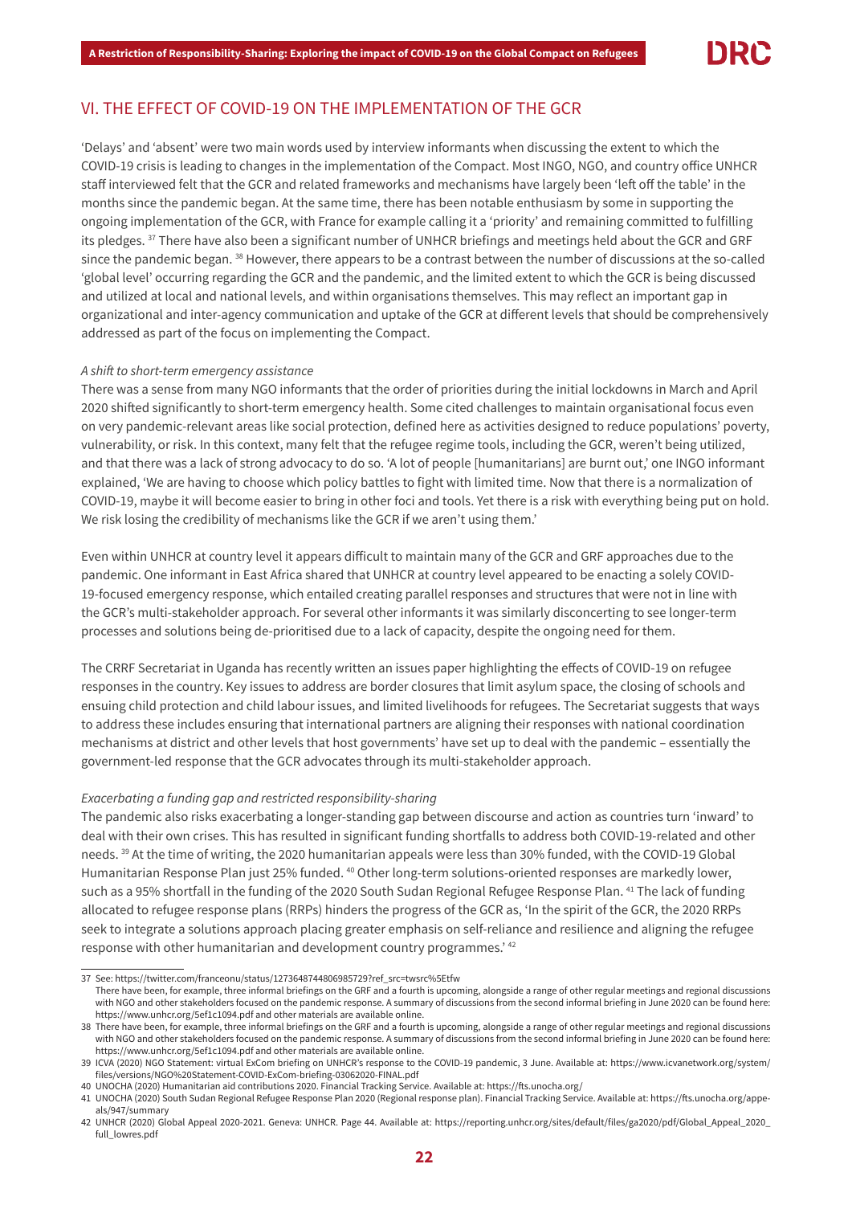## VI. THE EFFECT OF COVID-19 ON THE IMPLEMENTATION OF THE GCR

'Delays' and 'absent' were two main words used by interview informants when discussing the extent to which the COVID-19 crisis is leading to changes in the implementation of the Compact. Most INGO, NGO, and country office UNHCR staff interviewed felt that the GCR and related frameworks and mechanisms have largely been 'left off the table' in the months since the pandemic began. At the same time, there has been notable enthusiasm by some in supporting the ongoing implementation of the GCR, with France for example calling it a 'priority' and remaining committed to fulfilling its pledges. [37] There have also been a significant number of UNHCR briefings and meetings held about the GCR and GRF since the pandemic began. [38] However, there appears to be a contrast between the number of discussions at the so-called 'global level' occurring regarding the GCR and the pandemic, and the limited extent to which the GCR is being discussed and utilized at local and national levels, and within organisations themselves. This may reflect an important gap in organizational and inter-agency communication and uptake of the GCR at different levels that should be comprehensively addressed as part of the focus on implementing the Compact.

*A shift to short-term emergency assistance*

There was a sense from many NGO informants that the order of priorities during the initial lockdowns in March and April 2020 shifted significantly to short-term emergency health. Some cited challenges to maintain organisational focus even on very pandemic-relevant areas like social protection, defined here as activities designed to reduce populations' poverty, vulnerability, or risk. In this context, many felt that the refugee regime tools, including the GCR, weren't being utilized, and that there was a lack of strong advocacy to do so. 'A lot of people [humanitarians] are burnt out,' one INGO informant explained, 'We are having to choose which policy battles to fight with limited time. Now that there is a normalization of COVID-19, maybe it will become easier to bring in other foci and tools. Yet there is a risk with everything being put on hold. We risk losing the credibility of mechanisms like the GCR if we aren't using them.'

Even within UNHCR at country level it appears difficult to maintain many of the GCR and GRF approaches due to the pandemic. One informant in East Africa shared that UNHCR at country level appeared to be enacting a solely COVID-19-focused emergency response, which entailed creating parallel responses and structures that were not in line with the GCR's multi-stakeholder approach. For several other informants it was similarly disconcerting to see longer-term processes and solutions being de-prioritised due to a lack of capacity, despite the ongoing need for them.

The CRRF Secretariat in Uganda has recently written an issues paper highlighting the effects of COVID-19 on refugee responses in the country. Key issues to address are border closures that limit asylum space, the closing of schools and ensuing child protection and child labour issues, and limited livelihoods for refugees. The Secretariat suggests that ways to address these includes ensuring that international partners are aligning their responses with national coordination mechanisms at district and other levels that host governments' have set up to deal with the pandemic – essentially the government-led response that the GCR advocates through its multi-stakeholder approach.

*Exacerbating a funding gap and restricted responsibility-sharing*

The pandemic also risks exacerbating a longer-standing gap between discourse and action as countries turn 'inward' to deal with their own crises. This has resulted in significant funding shortfalls to address both COVID-19-related and other needs. [39] At the time of writing, the 2020 humanitarian appeals were less than 30% funded, with the COVID-19 Global Humanitarian Response Plan just 25% funded. [40] Other long-term solutions-oriented responses are markedly lower, such as a 95% shortfall in the funding of the 2020 South Sudan Regional Refugee Response Plan. [41] The lack of funding allocated to refugee response plans (RRPs) hinders the progress of the GCR as, 'In the spirit of the GCR, the 2020 RRPs seek to integrate a solutions approach placing greater emphasis on self-reliance and resilience and aligning the refugee response with other humanitarian and development country programmes.' [42]

---

37 See: https://twitter.com/franceonu/status/1273648744806985729?ref_src=twsrc%5Etfw
There have been, for example, three informal briefings on the GRF and a fourth is upcoming, alongside a range of other regular meetings and regional discussions with NGO and other stakeholders focused on the pandemic response. A summary of discussions from the second informal briefing in June 2020 can be found here: https://www.unhcr.org/5ef1c1094.pdf and other materials are available online.

38 There have been, for example, three informal briefings on the GRF and a fourth is upcoming, alongside a range of other regular meetings and regional discussions with NGO and other stakeholders focused on the pandemic response. A summary of discussions from the second informal briefing in June 2020 can be found here: https://www.unhcr.org/5ef1c1094.pdf and other materials are available online.

39 ICVA (2020) NGO Statement: virtual ExCom briefing on UNHCR's response to the COVID-19 pandemic, 3 June. Available at: https://www.icvanetwork.org/system/files/versions/NGO%20Statement-COVID-ExCom-briefing-03062020-FINAL.pdf

40 UNOCHA (2020) Humanitarian aid contributions 2020. Financial Tracking Service. Available at: https://fts.unocha.org/

41 UNOCHA (2020) South Sudan Regional Refugee Response Plan 2020 (Regional response plan). Financial Tracking Service. Available at: https://fts.unocha.org/appeals/947/summary

42 UNHCR (2020) Global Appeal 2020-2021. Geneva: UNHCR. Page 44. Available at: https://reporting.unhcr.org/sites/default/files/ga2020/pdf/Global_Appeal_2020_full_lowres.pdf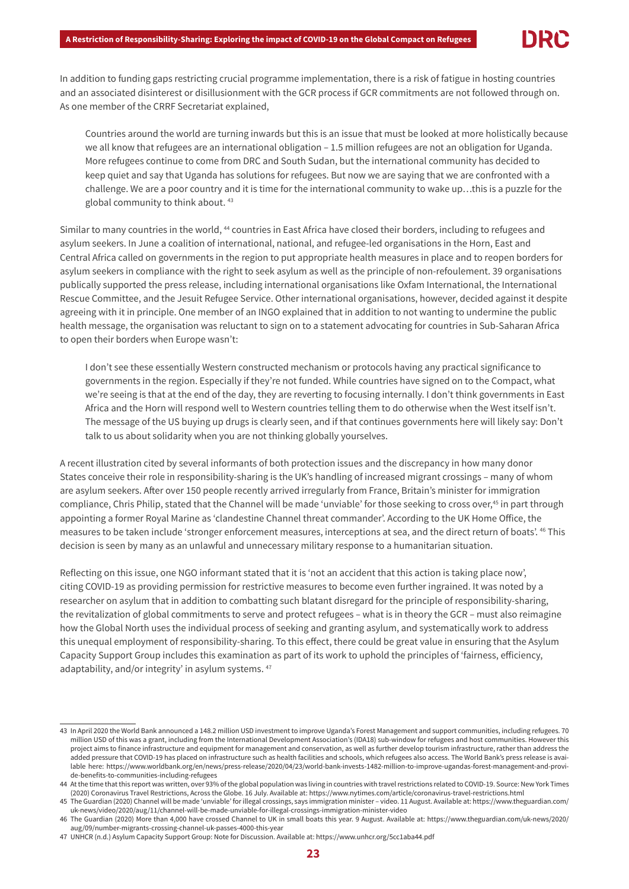In addition to funding gaps restricting crucial programme implementation, there is a risk of fatigue in hosting countries and an associated disinterest or disillusionment with the GCR process if GCR commitments are not followed through on. As one member of the CRRF Secretariat explained,

> Countries around the world are turning inwards but this is an issue that must be looked at more holistically because we all know that refugees are an international obligation – 1.5 million refugees are not an obligation for Uganda. More refugees continue to come from DRC and South Sudan, but the international community has decided to keep quiet and say that Uganda has solutions for refugees. But now we are saying that we are confronted with a challenge. We are a poor country and it is time for the international community to wake up…this is a puzzle for the global community to think about. [43]

Similar to many countries in the world, [44] countries in East Africa have closed their borders, including to refugees and asylum seekers. In June a coalition of international, national, and refugee-led organisations in the Horn, East and Central Africa called on governments in the region to put appropriate health measures in place and to reopen borders for asylum seekers in compliance with the right to seek asylum as well as the principle of non-refoulement. 39 organisations publically supported the press release, including international organisations like Oxfam International, the International Rescue Committee, and the Jesuit Refugee Service. Other international organisations, however, decided against it despite agreeing with it in principle. One member of an INGO explained that in addition to not wanting to undermine the public health message, the organisation was reluctant to sign on to a statement advocating for countries in Sub-Saharan Africa to open their borders when Europe wasn't:

> I don't see these essentially Western constructed mechanism or protocols having any practical significance to governments in the region. Especially if they're not funded. While countries have signed on to the Compact, what we're seeing is that at the end of the day, they are reverting to focusing internally. I don't think governments in East Africa and the Horn will respond well to Western countries telling them to do otherwise when the West itself isn't. The message of the US buying up drugs is clearly seen, and if that continues governments here will likely say: Don't talk to us about solidarity when you are not thinking globally yourselves.

A recent illustration cited by several informants of both protection issues and the discrepancy in how many donor States conceive their role in responsibility-sharing is the UK's handling of increased migrant crossings – many of whom are asylum seekers. After over 150 people recently arrived irregularly from France, Britain's minister for immigration compliance, Chris Philip, stated that the Channel will be made 'unviable' for those seeking to cross over,[45] in part through appointing a former Royal Marine as 'clandestine Channel threat commander'. According to the UK Home Office, the measures to be taken include 'stronger enforcement measures, interceptions at sea, and the direct return of boats'. [46] This decision is seen by many as an unlawful and unnecessary military response to a humanitarian situation.

Reflecting on this issue, one NGO informant stated that it is 'not an accident that this action is taking place now', citing COVID-19 as providing permission for restrictive measures to become even further ingrained. It was noted by a researcher on asylum that in addition to combatting such blatant disregard for the principle of responsibility-sharing, the revitalization of global commitments to serve and protect refugees – what is in theory the GCR – must also reimagine how the Global North uses the individual process of seeking and granting asylum, and systematically work to address this unequal employment of responsibility-sharing. To this effect, there could be great value in ensuring that the Asylum Capacity Support Group includes this examination as part of its work to uphold the principles of 'fairness, efficiency, adaptability, and/or integrity' in asylum systems. [47]

---

43 In April 2020 the World Bank announced a 148.2 million USD investment to improve Uganda's Forest Management and support communities, including refugees. 70 million USD of this was a grant, including from the International Development Association's (IDA18) sub-window for refugees and host communities. However this project aims to finance infrastructure and equipment for management and conservation, as well as further develop tourism infrastructure, rather than address the added pressure that COVID-19 has placed on infrastructure such as health facilities and schools, which refugees also access. The World Bank's press release is available here: https://www.worldbank.org/en/news/press-release/2020/04/23/world-bank-invests-1482-million-to-improve-ugandas-forest-management-and-provide-benefits-to-communities-including-refugees

44 At the time that this report was written, over 93% of the global population was living in countries with travel restrictions related to COVID-19. Source: New York Times (2020) Coronavirus Travel Restrictions, Across the Globe. 16 July. Available at: https://www.nytimes.com/article/coronavirus-travel-restrictions.html

45 The Guardian (2020) Channel will be made 'unviable' for illegal crossings, says immigration minister – video. 11 August. Available at: https://www.theguardian.com/uk-news/video/2020/aug/11/channel-will-be-made-unviable-for-illegal-crossings-immigration-minister-video

46 The Guardian (2020) More than 4,000 have crossed Channel to UK in small boats this year. 9 August. Available at: https://www.theguardian.com/uk-news/2020/aug/09/number-migrants-crossing-channel-uk-passes-4000-this-year

47 UNHCR (n.d.) Asylum Capacity Support Group: Note for Discussion. Available at: https://www.unhcr.org/5cc1aba44.pdf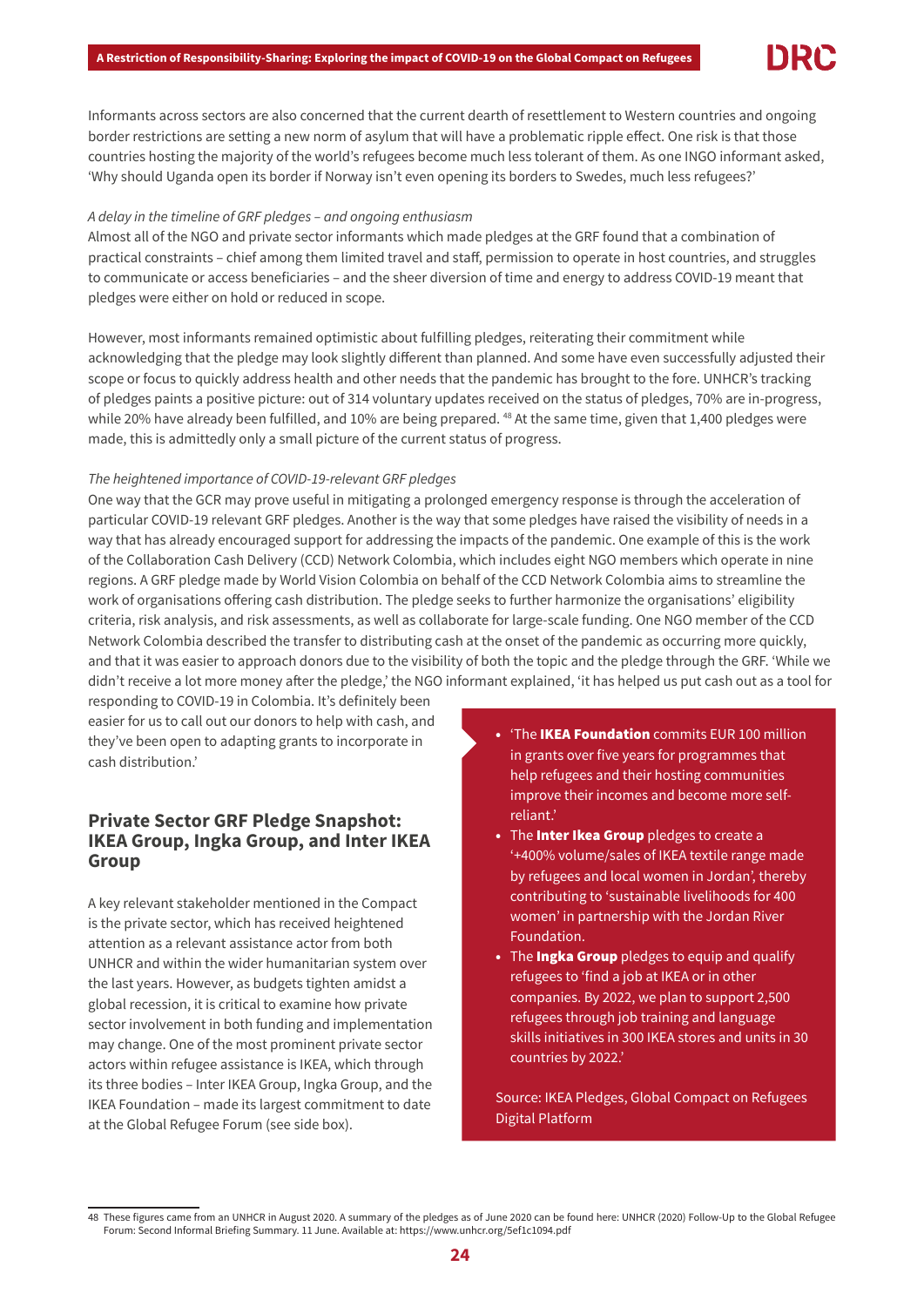Informants across sectors are also concerned that the current dearth of resettlement to Western countries and ongoing border restrictions are setting a new norm of asylum that will have a problematic ripple effect. One risk is that those countries hosting the majority of the world's refugees become much less tolerant of them. As one INGO informant asked, 'Why should Uganda open its border if Norway isn't even opening its borders to Swedes, much less refugees?'

*A delay in the timeline of GRF pledges – and ongoing enthusiasm*

Almost all of the NGO and private sector informants which made pledges at the GRF found that a combination of practical constraints – chief among them limited travel and staff, permission to operate in host countries, and struggles to communicate or access beneficiaries – and the sheer diversion of time and energy to address COVID-19 meant that pledges were either on hold or reduced in scope.

However, most informants remained optimistic about fulfilling pledges, reiterating their commitment while acknowledging that the pledge may look slightly different than planned. And some have even successfully adjusted their scope or focus to quickly address health and other needs that the pandemic has brought to the fore. UNHCR's tracking of pledges paints a positive picture: out of 314 voluntary updates received on the status of pledges, 70% are in-progress, while 20% have already been fulfilled, and 10% are being prepared. [48] At the same time, given that 1,400 pledges were made, this is admittedly only a small picture of the current status of progress.

*The heightened importance of COVID-19-relevant GRF pledges*

One way that the GCR may prove useful in mitigating a prolonged emergency response is through the acceleration of particular COVID-19 relevant GRF pledges. Another is the way that some pledges have raised the visibility of needs in a way that has actually encouraged support for addressing the impacts of the pandemic. One example of this is the work of the Collaboration Cash Delivery (CCD) Network Colombia, which includes eight NGO members which operate in nine regions. A GRF pledge made by World Vision Colombia on behalf of the CCD Network Colombia aims to streamline the work of organisations offering cash distribution. The pledge seeks to further harmonize the organisations' eligibility criteria, risk analysis, and risk assessments, as well as collaborate for large-scale funding. One NGO member of the CCD Network Colombia described the transfer to distributing cash at the onset of the pandemic as occurring more quickly, and that it was easier to approach donors due to the visibility of both the topic and the pledge through the GRF. 'While we didn't receive a lot more money after the pledge,' the NGO informant explained, 'it has helped us put cash out as a tool for responding to COVID-19 in Colombia. It's definitely been easier for us to call out our donors to help with cash, and they've been open to adapting grants to incorporate in cash distribution.'

## Private Sector GRF Pledge Snapshot: IKEA Group, Ingka Group, and Inter IKEA Group

A key relevant stakeholder mentioned in the Compact is the private sector, which has received heightened attention as a relevant assistance actor from both UNHCR and within the wider humanitarian system over the last years. However, as budgets tighten amidst a global recession, it is critical to examine how private sector involvement in both funding and implementation may change. One of the most prominent private sector actors within refugee assistance is IKEA, which through its three bodies – Inter IKEA Group, Ingka Group, and the IKEA Foundation – made its largest commitment to date at the Global Refugee Forum (see side box).

- 'The **IKEA Foundation** commits EUR 100 million in grants over five years for programmes that help refugees and their hosting communities improve their incomes and become more self-reliant.'
- The **Inter Ikea Group** pledges to create a '+400% volume/sales of IKEA textile range made by refugees and local women in Jordan', thereby contributing to 'sustainable livelihoods for 400 women' in partnership with the Jordan River Foundation.
- The **Ingka Group** pledges to equip and qualify refugees to 'find a job at IKEA or in other companies. By 2022, we plan to support 2,500 refugees through job training and language skills initiatives in 300 IKEA stores and units in 30 countries by 2022.'

Source: IKEA Pledges, Global Compact on Refugees Digital Platform

---

48 These figures came from an UNHCR in August 2020. A summary of the pledges as of June 2020 can be found here: UNHCR (2020) Follow-Up to the Global Refugee Forum: Second Informal Briefing Summary. 11 June. Available at: https://www.unhcr.org/5ef1c1094.pdf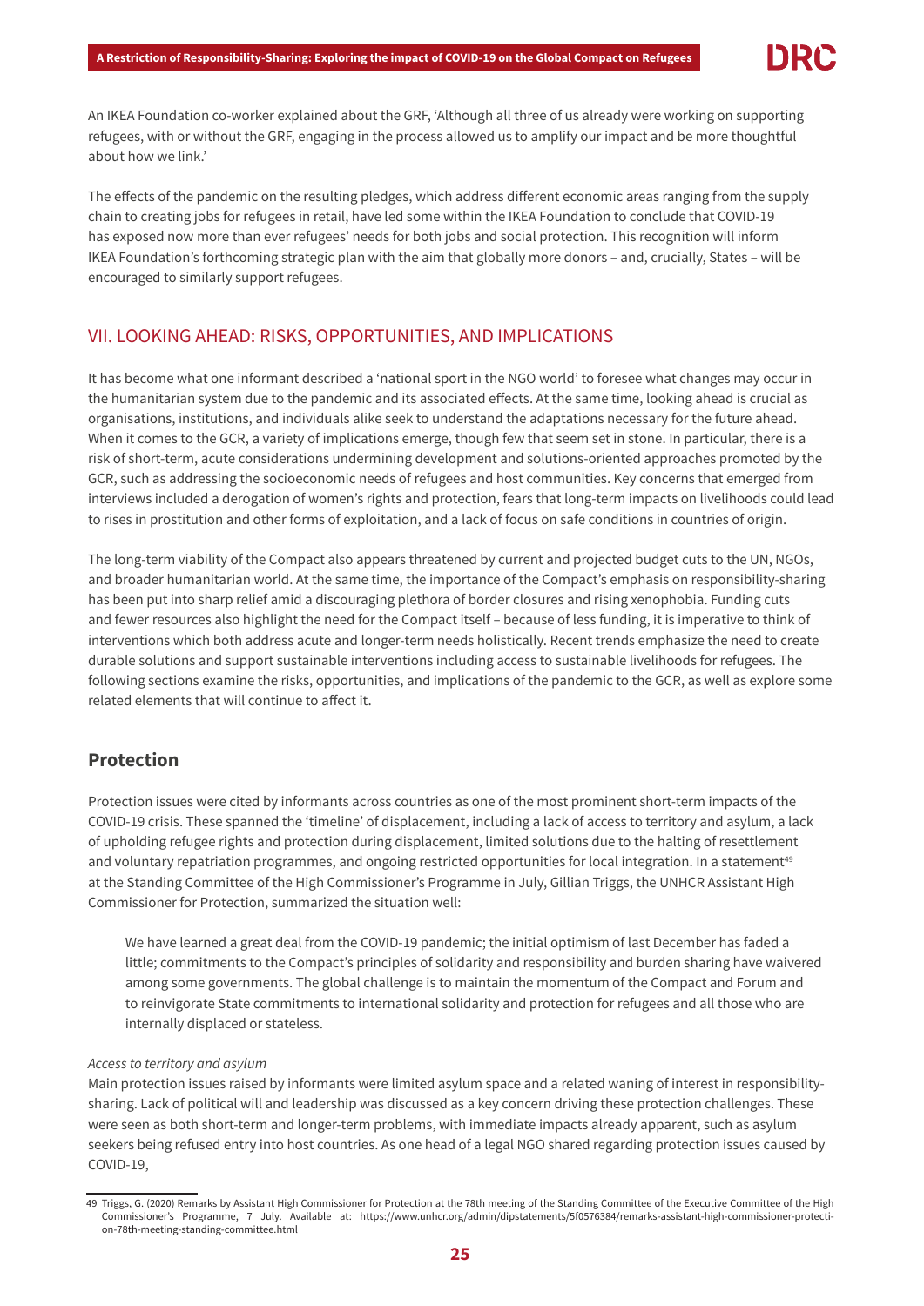An IKEA Foundation co-worker explained about the GRF, 'Although all three of us already were working on supporting refugees, with or without the GRF, engaging in the process allowed us to amplify our impact and be more thoughtful about how we link.'

The effects of the pandemic on the resulting pledges, which address different economic areas ranging from the supply chain to creating jobs for refugees in retail, have led some within the IKEA Foundation to conclude that COVID-19 has exposed now more than ever refugees' needs for both jobs and social protection. This recognition will inform IKEA Foundation's forthcoming strategic plan with the aim that globally more donors – and, crucially, States – will be encouraged to similarly support refugees.

## VII. LOOKING AHEAD: RISKS, OPPORTUNITIES, AND IMPLICATIONS

It has become what one informant described a 'national sport in the NGO world' to foresee what changes may occur in the humanitarian system due to the pandemic and its associated effects. At the same time, looking ahead is crucial as organisations, institutions, and individuals alike seek to understand the adaptations necessary for the future ahead. When it comes to the GCR, a variety of implications emerge, though few that seem set in stone. In particular, there is a risk of short-term, acute considerations undermining development and solutions-oriented approaches promoted by the GCR, such as addressing the socioeconomic needs of refugees and host communities. Key concerns that emerged from interviews included a derogation of women's rights and protection, fears that long-term impacts on livelihoods could lead to rises in prostitution and other forms of exploitation, and a lack of focus on safe conditions in countries of origin.

The long-term viability of the Compact also appears threatened by current and projected budget cuts to the UN, NGOs, and broader humanitarian world. At the same time, the importance of the Compact's emphasis on responsibility-sharing has been put into sharp relief amid a discouraging plethora of border closures and rising xenophobia. Funding cuts and fewer resources also highlight the need for the Compact itself – because of less funding, it is imperative to think of interventions which both address acute and longer-term needs holistically. Recent trends emphasize the need to create durable solutions and support sustainable interventions including access to sustainable livelihoods for refugees. The following sections examine the risks, opportunities, and implications of the pandemic to the GCR, as well as explore some related elements that will continue to affect it.

### Protection

Protection issues were cited by informants across countries as one of the most prominent short-term impacts of the COVID-19 crisis. These spanned the 'timeline' of displacement, including a lack of access to territory and asylum, a lack of upholding refugee rights and protection during displacement, limited solutions due to the halting of resettlement and voluntary repatriation programmes, and ongoing restricted opportunities for local integration. In a statement[49] at the Standing Committee of the High Commissioner's Programme in July, Gillian Triggs, the UNHCR Assistant High Commissioner for Protection, summarized the situation well:

> We have learned a great deal from the COVID-19 pandemic; the initial optimism of last December has faded a little; commitments to the Compact's principles of solidarity and responsibility and burden sharing have waivered among some governments. The global challenge is to maintain the momentum of the Compact and Forum and to reinvigorate State commitments to international solidarity and protection for refugees and all those who are internally displaced or stateless.

*Access to territory and asylum*

Main protection issues raised by informants were limited asylum space and a related waning of interest in responsibility-sharing. Lack of political will and leadership was discussed as a key concern driving these protection challenges. These were seen as both short-term and longer-term problems, with immediate impacts already apparent, such as asylum seekers being refused entry into host countries. As one head of a legal NGO shared regarding protection issues caused by COVID-19,

---

49 Triggs, G. (2020) Remarks by Assistant High Commissioner for Protection at the 78th meeting of the Standing Committee of the Executive Committee of the High Commissioner's Programme, 7 July. Available at: https://www.unhcr.org/admin/dipstatements/5f0576384/remarks-assistant-high-commissioner-protection-78th-meeting-standing-committee.html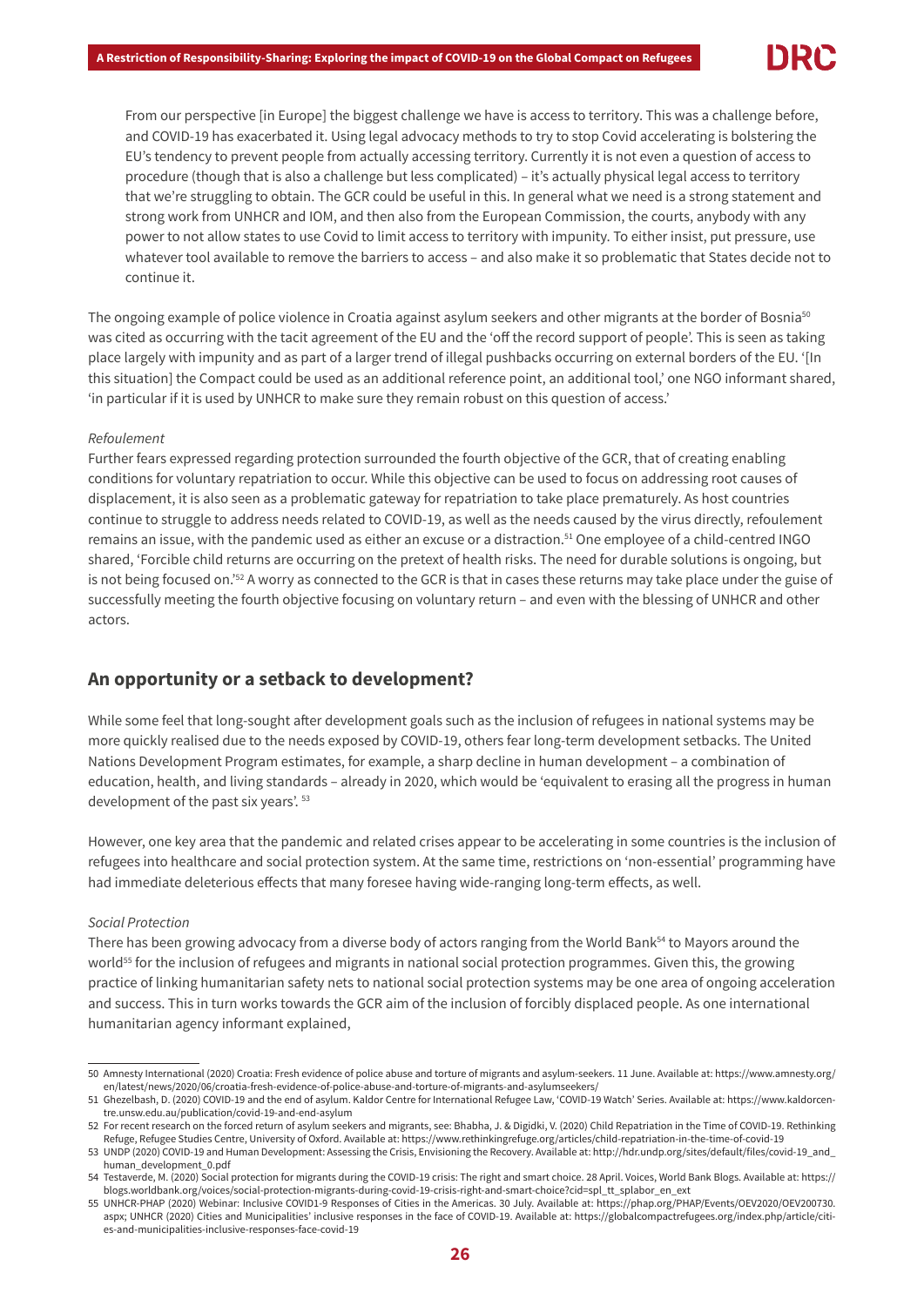> From our perspective [in Europe] the biggest challenge we have is access to territory. This was a challenge before, and COVID-19 has exacerbated it. Using legal advocacy methods to try to stop Covid accelerating is bolstering the EU's tendency to prevent people from actually accessing territory. Currently it is not even a question of access to procedure (though that is also a challenge but less complicated) – it's actually physical legal access to territory that we're struggling to obtain. The GCR could be useful in this. In general what we need is a strong statement and strong work from UNHCR and IOM, and then also from the European Commission, the courts, anybody with any power to not allow states to use Covid to limit access to territory with impunity. To either insist, put pressure, use whatever tool available to remove the barriers to access – and also make it so problematic that States decide not to continue it.

The ongoing example of police violence in Croatia against asylum seekers and other migrants at the border of Bosnia[50] was cited as occurring with the tacit agreement of the EU and the 'off the record support of people'. This is seen as taking place largely with impunity and as part of a larger trend of illegal pushbacks occurring on external borders of the EU. '[In this situation] the Compact could be used as an additional reference point, an additional tool,' one NGO informant shared, 'in particular if it is used by UNHCR to make sure they remain robust on this question of access.'

*Refoulement*

Further fears expressed regarding protection surrounded the fourth objective of the GCR, that of creating enabling conditions for voluntary repatriation to occur. While this objective can be used to focus on addressing root causes of displacement, it is also seen as a problematic gateway for repatriation to take place prematurely. As host countries continue to struggle to address needs related to COVID-19, as well as the needs caused by the virus directly, refoulement remains an issue, with the pandemic used as either an excuse or a distraction.[51] One employee of a child-centred INGO shared, 'Forcible child returns are occurring on the pretext of health risks. The need for durable solutions is ongoing, but is not being focused on.'[52] A worry as connected to the GCR is that in cases these returns may take place under the guise of successfully meeting the fourth objective focusing on voluntary return – and even with the blessing of UNHCR and other actors.

## An opportunity or a setback to development?

While some feel that long-sought after development goals such as the inclusion of refugees in national systems may be more quickly realised due to the needs exposed by COVID-19, others fear long-term development setbacks. The United Nations Development Program estimates, for example, a sharp decline in human development – a combination of education, health, and living standards – already in 2020, which would be 'equivalent to erasing all the progress in human development of the past six years'. [53]

However, one key area that the pandemic and related crises appear to be accelerating in some countries is the inclusion of refugees into healthcare and social protection system. At the same time, restrictions on 'non-essential' programming have had immediate deleterious effects that many foresee having wide-ranging long-term effects, as well.

*Social Protection*

There has been growing advocacy from a diverse body of actors ranging from the World Bank[54] to Mayors around the world[55] for the inclusion of refugees and migrants in national social protection programmes. Given this, the growing practice of linking humanitarian safety nets to national social protection systems may be one area of ongoing acceleration and success. This in turn works towards the GCR aim of the inclusion of forcibly displaced people. As one international humanitarian agency informant explained,

---

50 Amnesty International (2020) Croatia: Fresh evidence of police abuse and torture of migrants and asylum-seekers. 11 June. Available at: https://www.amnesty.org/en/latest/news/2020/06/croatia-fresh-evidence-of-police-abuse-and-torture-of-migrants-and-asylumseekers/

51 Ghezelbash, D. (2020) COVID-19 and the end of asylum. Kaldor Centre for International Refugee Law, 'COVID-19 Watch' Series. Available at: https://www.kaldorcentre.unsw.edu.au/publication/covid-19-and-end-asylum

52 For recent research on the forced return of asylum seekers and migrants, see: Bhabha, J. & Digidki, V. (2020) Child Repatriation in the Time of COVID-19. Rethinking Refuge, Refugee Studies Centre, University of Oxford. Available at: https://www.rethinkingrefuge.org/articles/child-repatriation-in-the-time-of-covid-19

53 UNDP (2020) COVID-19 and Human Development: Assessing the Crisis, Envisioning the Recovery. Available at: http://hdr.undp.org/sites/default/files/covid-19_and_human_development_0.pdf

54 Testaverde, M. (2020) Social protection for migrants during the COVID-19 crisis: The right and smart choice. 28 April. Voices, World Bank Blogs. Available at: https://blogs.worldbank.org/voices/social-protection-migrants-during-covid-19-crisis-right-and-smart-choice?cid=spl_tt_splabor_en_ext

55 UNHCR-PHAP (2020) Webinar: Inclusive COVID1-9 Responses of Cities in the Americas. 30 July. Available at: https://phap.org/PHAP/Events/OEV2020/OEV200730.aspx; UNHCR (2020) Cities and Municipalities' inclusive responses in the face of COVID-19. Available at: https://globalcompactrefugees.org/index.php/article/cities-and-municipalities-inclusive-responses-face-covid-19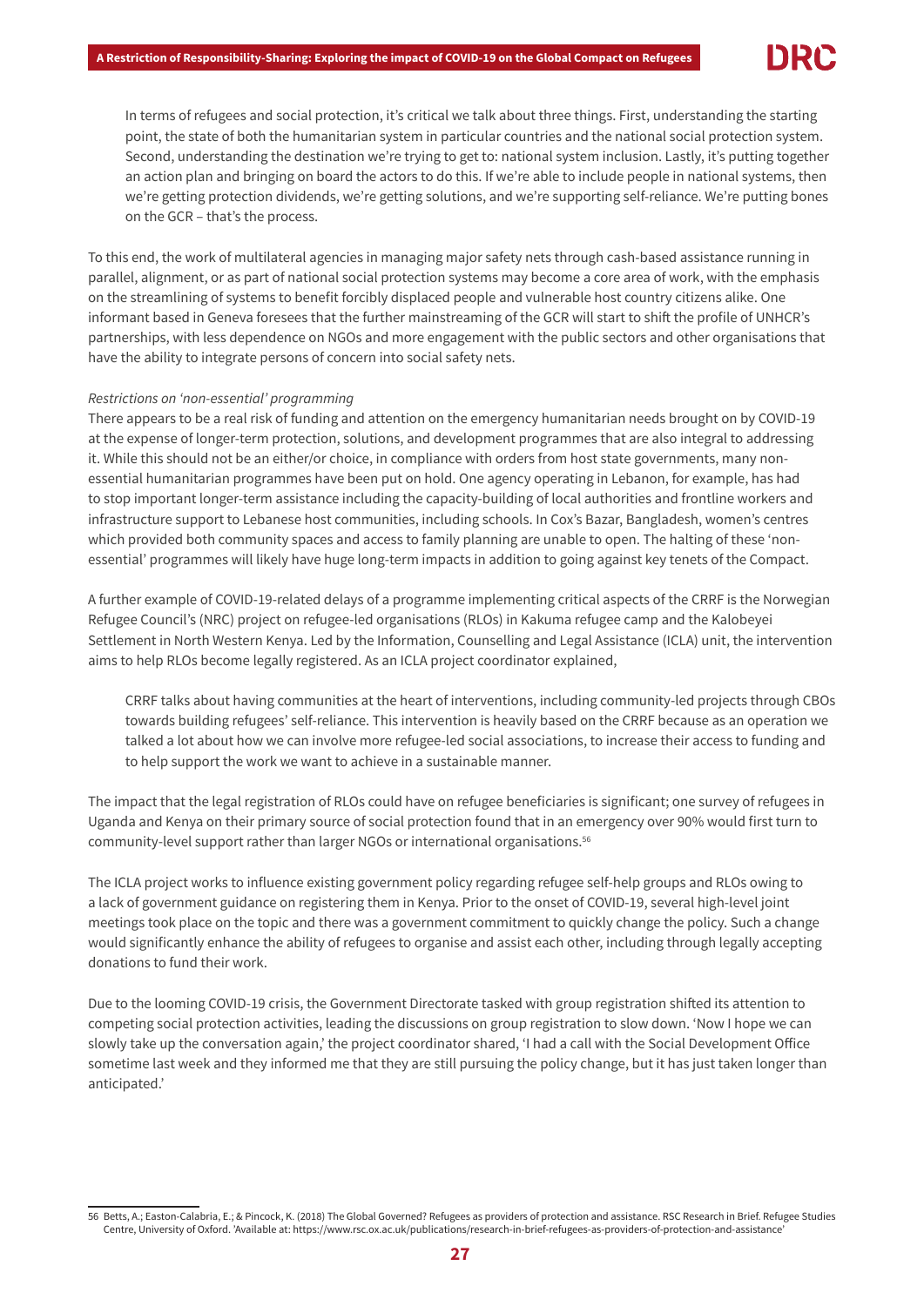> In terms of refugees and social protection, it's critical we talk about three things. First, understanding the starting point, the state of both the humanitarian system in particular countries and the national social protection system. Second, understanding the destination we're trying to get to: national system inclusion. Lastly, it's putting together an action plan and bringing on board the actors to do this. If we're able to include people in national systems, then we're getting protection dividends, we're getting solutions, and we're supporting self-reliance. We're putting bones on the GCR – that's the process.

To this end, the work of multilateral agencies in managing major safety nets through cash-based assistance running in parallel, alignment, or as part of national social protection systems may become a core area of work, with the emphasis on the streamlining of systems to benefit forcibly displaced people and vulnerable host country citizens alike. One informant based in Geneva foresees that the further mainstreaming of the GCR will start to shift the profile of UNHCR's partnerships, with less dependence on NGOs and more engagement with the public sectors and other organisations that have the ability to integrate persons of concern into social safety nets.

*Restrictions on 'non-essential' programming*

There appears to be a real risk of funding and attention on the emergency humanitarian needs brought on by COVID-19 at the expense of longer-term protection, solutions, and development programmes that are also integral to addressing it. While this should not be an either/or choice, in compliance with orders from host state governments, many non-essential humanitarian programmes have been put on hold. One agency operating in Lebanon, for example, has had to stop important longer-term assistance including the capacity-building of local authorities and frontline workers and infrastructure support to Lebanese host communities, including schools. In Cox's Bazar, Bangladesh, women's centres which provided both community spaces and access to family planning are unable to open. The halting of these 'non-essential' programmes will likely have huge long-term impacts in addition to going against key tenets of the Compact.

A further example of COVID-19-related delays of a programme implementing critical aspects of the CRRF is the Norwegian Refugee Council's (NRC) project on refugee-led organisations (RLOs) in Kakuma refugee camp and the Kalobeyei Settlement in North Western Kenya. Led by the Information, Counselling and Legal Assistance (ICLA) unit, the intervention aims to help RLOs become legally registered. As an ICLA project coordinator explained,

> CRRF talks about having communities at the heart of interventions, including community-led projects through CBOs towards building refugees' self-reliance. This intervention is heavily based on the CRRF because as an operation we talked a lot about how we can involve more refugee-led social associations, to increase their access to funding and to help support the work we want to achieve in a sustainable manner.

The impact that the legal registration of RLOs could have on refugee beneficiaries is significant; one survey of refugees in Uganda and Kenya on their primary source of social protection found that in an emergency over 90% would first turn to community-level support rather than larger NGOs or international organisations.[56]

The ICLA project works to influence existing government policy regarding refugee self-help groups and RLOs owing to a lack of government guidance on registering them in Kenya. Prior to the onset of COVID-19, several high-level joint meetings took place on the topic and there was a government commitment to quickly change the policy. Such a change would significantly enhance the ability of refugees to organise and assist each other, including through legally accepting donations to fund their work.

Due to the looming COVID-19 crisis, the Government Directorate tasked with group registration shifted its attention to competing social protection activities, leading the discussions on group registration to slow down. 'Now I hope we can slowly take up the conversation again,' the project coordinator shared, 'I had a call with the Social Development Office sometime last week and they informed me that they are still pursuing the policy change, but it has just taken longer than anticipated.'

---

56 Betts, A.; Easton-Calabria, E.; & Pincock, K. (2018) The Global Governed? Refugees as providers of protection and assistance. RSC Research in Brief. Refugee Studies Centre, University of Oxford. 'Available at: https://www.rsc.ox.ac.uk/publications/research-in-brief-refugees-as-providers-of-protection-and-assistance'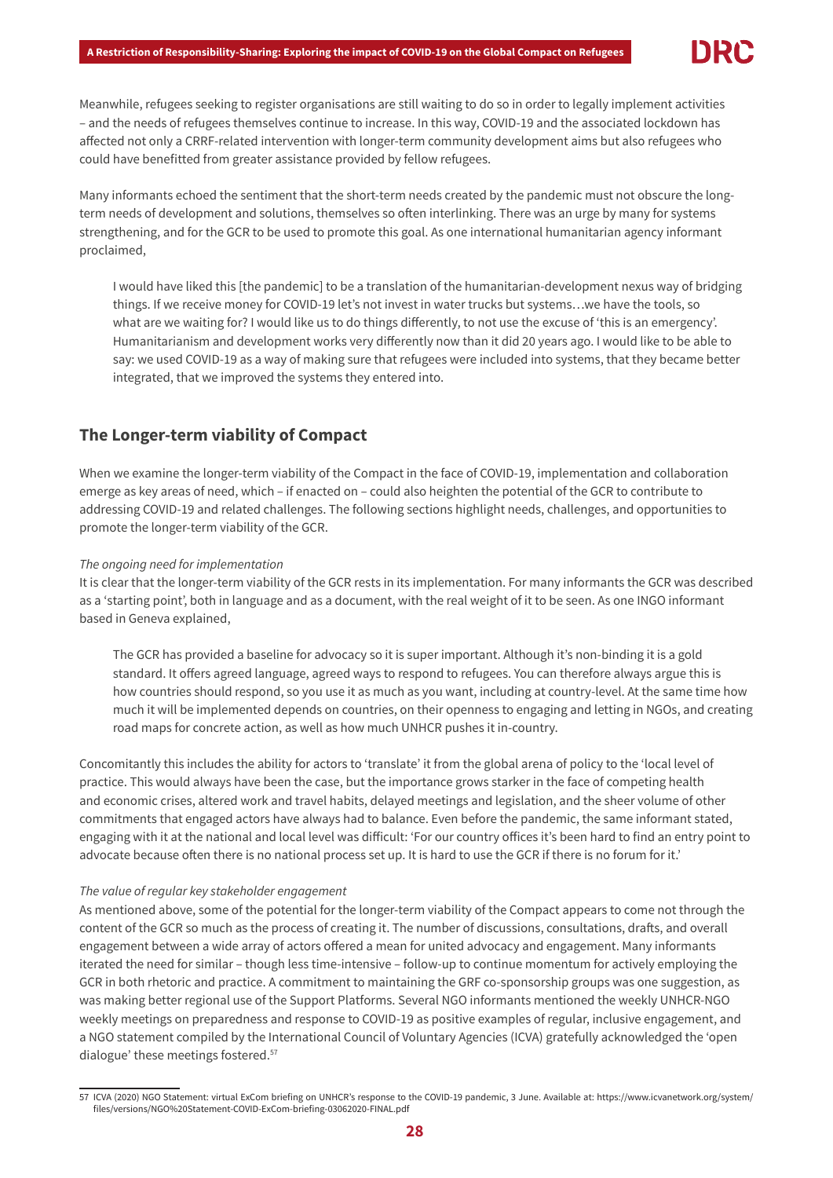Meanwhile, refugees seeking to register organisations are still waiting to do so in order to legally implement activities – and the needs of refugees themselves continue to increase. In this way, COVID-19 and the associated lockdown has affected not only a CRRF-related intervention with longer-term community development aims but also refugees who could have benefitted from greater assistance provided by fellow refugees.

Many informants echoed the sentiment that the short-term needs created by the pandemic must not obscure the long-term needs of development and solutions, themselves so often interlinking. There was an urge by many for systems strengthening, and for the GCR to be used to promote this goal. As one international humanitarian agency informant proclaimed,

> I would have liked this [the pandemic] to be a translation of the humanitarian-development nexus way of bridging things. If we receive money for COVID-19 let's not invest in water trucks but systems…we have the tools, so what are we waiting for? I would like us to do things differently, to not use the excuse of 'this is an emergency'. Humanitarianism and development works very differently now than it did 20 years ago. I would like to be able to say: we used COVID-19 as a way of making sure that refugees were included into systems, that they became better integrated, that we improved the systems they entered into.

## The Longer-term viability of Compact

When we examine the longer-term viability of the Compact in the face of COVID-19, implementation and collaboration emerge as key areas of need, which – if enacted on – could also heighten the potential of the GCR to contribute to addressing COVID-19 and related challenges. The following sections highlight needs, challenges, and opportunities to promote the longer-term viability of the GCR.

*The ongoing need for implementation*

It is clear that the longer-term viability of the GCR rests in its implementation. For many informants the GCR was described as a 'starting point', both in language and as a document, with the real weight of it to be seen. As one INGO informant based in Geneva explained,

> The GCR has provided a baseline for advocacy so it is super important. Although it's non-binding it is a gold standard. It offers agreed language, agreed ways to respond to refugees. You can therefore always argue this is how countries should respond, so you use it as much as you want, including at country-level. At the same time how much it will be implemented depends on countries, on their openness to engaging and letting in NGOs, and creating road maps for concrete action, as well as how much UNHCR pushes it in-country.

Concomitantly this includes the ability for actors to 'translate' it from the global arena of policy to the 'local level of practice. This would always have been the case, but the importance grows starker in the face of competing health and economic crises, altered work and travel habits, delayed meetings and legislation, and the sheer volume of other commitments that engaged actors have always had to balance. Even before the pandemic, the same informant stated, engaging with it at the national and local level was difficult: 'For our country offices it's been hard to find an entry point to advocate because often there is no national process set up. It is hard to use the GCR if there is no forum for it.'

*The value of regular key stakeholder engagement*

As mentioned above, some of the potential for the longer-term viability of the Compact appears to come not through the content of the GCR so much as the process of creating it. The number of discussions, consultations, drafts, and overall engagement between a wide array of actors offered a mean for united advocacy and engagement. Many informants iterated the need for similar – though less time-intensive – follow-up to continue momentum for actively employing the GCR in both rhetoric and practice. A commitment to maintaining the GRF co-sponsorship groups was one suggestion, as was making better regional use of the Support Platforms. Several NGO informants mentioned the weekly UNHCR-NGO weekly meetings on preparedness and response to COVID-19 as positive examples of regular, inclusive engagement, and a NGO statement compiled by the International Council of Voluntary Agencies (ICVA) gratefully acknowledged the 'open dialogue' these meetings fostered.[57]

---

57 ICVA (2020) NGO Statement: virtual ExCom briefing on UNHCR's response to the COVID-19 pandemic, 3 June. Available at: https://www.icvanetwork.org/system/files/versions/NGO%20Statement-COVID-ExCom-briefing-03062020-FINAL.pdf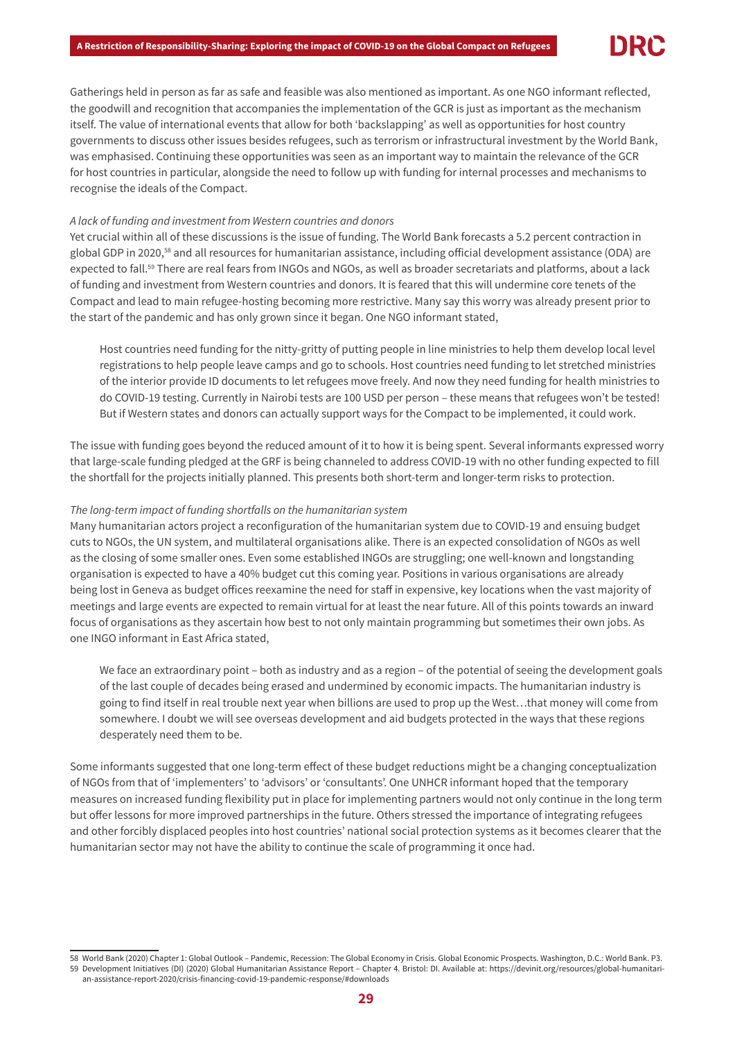Gatherings held in person as far as safe and feasible was also mentioned as important. As one NGO informant reflected, the goodwill and recognition that accompanies the implementation of the GCR is just as important as the mechanism itself. The value of international events that allow for both 'backslapping' as well as opportunities for host country governments to discuss other issues besides refugees, such as terrorism or infrastructural investment by the World Bank, was emphasised. Continuing these opportunities was seen as an important way to maintain the relevance of the GCR for host countries in particular, alongside the need to follow up with funding for internal processes and mechanisms to recognise the ideals of the Compact.

*A lack of funding and investment from Western countries and donors*

Yet crucial within all of these discussions is the issue of funding. The World Bank forecasts a 5.2 percent contraction in global GDP in 2020,[58] and all resources for humanitarian assistance, including official development assistance (ODA) are expected to fall.[59] There are real fears from INGOs and NGOs, as well as broader secretariats and platforms, about a lack of funding and investment from Western countries and donors. It is feared that this will undermine core tenets of the Compact and lead to main refugee-hosting becoming more restrictive. Many say this worry was already present prior to the start of the pandemic and has only grown since it began. One NGO informant stated,

> Host countries need funding for the nitty-gritty of putting people in line ministries to help them develop local level registrations to help people leave camps and go to schools. Host countries need funding to let stretched ministries of the interior provide ID documents to let refugees move freely. And now they need funding for health ministries to do COVID-19 testing. Currently in Nairobi tests are 100 USD per person – these means that refugees won't be tested! But if Western states and donors can actually support ways for the Compact to be implemented, it could work.

The issue with funding goes beyond the reduced amount of it to how it is being spent. Several informants expressed worry that large-scale funding pledged at the GRF is being channeled to address COVID-19 with no other funding expected to fill the shortfall for the projects initially planned. This presents both short-term and longer-term risks to protection.

*The long-term impact of funding shortfalls on the humanitarian system*

Many humanitarian actors project a reconfiguration of the humanitarian system due to COVID-19 and ensuing budget cuts to NGOs, the UN system, and multilateral organisations alike. There is an expected consolidation of NGOs as well as the closing of some smaller ones. Even some established INGOs are struggling; one well-known and longstanding organisation is expected to have a 40% budget cut this coming year. Positions in various organisations are already being lost in Geneva as budget offices reexamine the need for staff in expensive, key locations when the vast majority of meetings and large events are expected to remain virtual for at least the near future. All of this points towards an inward focus of organisations as they ascertain how best to not only maintain programming but sometimes their own jobs. As one INGO informant in East Africa stated,

> We face an extraordinary point – both as industry and as a region – of the potential of seeing the development goals of the last couple of decades being erased and undermined by economic impacts. The humanitarian industry is going to find itself in real trouble next year when billions are used to prop up the West…that money will come from somewhere. I doubt we will see overseas development and aid budgets protected in the ways that these regions desperately need them to be.

Some informants suggested that one long-term effect of these budget reductions might be a changing conceptualization of NGOs from that of 'implementers' to 'advisors' or 'consultants'. One UNHCR informant hoped that the temporary measures on increased funding flexibility put in place for implementing partners would not only continue in the long term but offer lessons for more improved partnerships in the future. Others stressed the importance of integrating refugees and other forcibly displaced peoples into host countries' national social protection systems as it becomes clearer that the humanitarian sector may not have the ability to continue the scale of programming it once had.

---

58 World Bank (2020) Chapter 1: Global Outlook – Pandemic, Recession: The Global Economy in Crisis. Global Economic Prospects. Washington, D.C.: World Bank. P3.

59 Development Initiatives (DI) (2020) Global Humanitarian Assistance Report – Chapter 4. Bristol: DI. Available at: https://devinit.org/resources/global-humanitarian-assistance-report-2020/crisis-financing-covid-19-pandemic-response/#downloads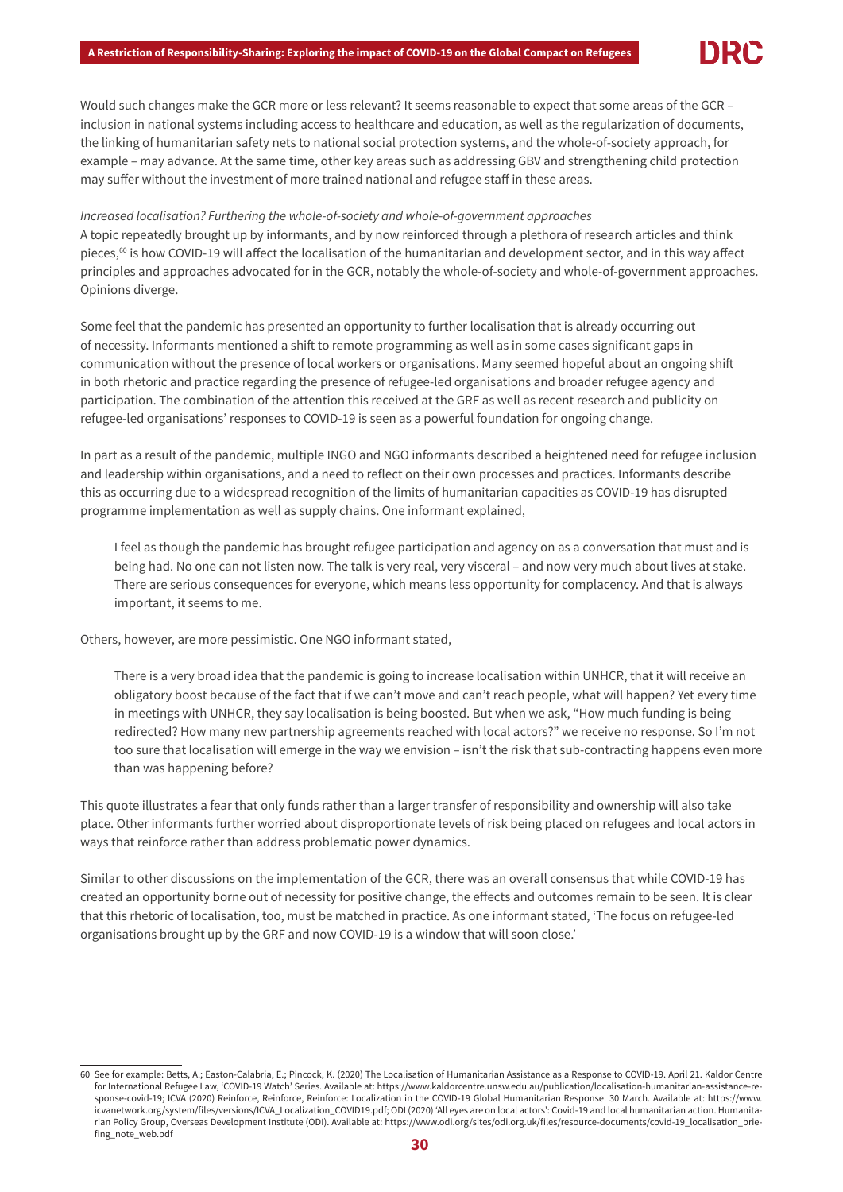Would such changes make the GCR more or less relevant? It seems reasonable to expect that some areas of the GCR – inclusion in national systems including access to healthcare and education, as well as the regularization of documents, the linking of humanitarian safety nets to national social protection systems, and the whole-of-society approach, for example – may advance. At the same time, other key areas such as addressing GBV and strengthening child protection may suffer without the investment of more trained national and refugee staff in these areas.

*Increased localisation? Furthering the whole-of-society and whole-of-government approaches*

A topic repeatedly brought up by informants, and by now reinforced through a plethora of research articles and think pieces,[60] is how COVID-19 will affect the localisation of the humanitarian and development sector, and in this way affect principles and approaches advocated for in the GCR, notably the whole-of-society and whole-of-government approaches. Opinions diverge.

Some feel that the pandemic has presented an opportunity to further localisation that is already occurring out of necessity. Informants mentioned a shift to remote programming as well as in some cases significant gaps in communication without the presence of local workers or organisations. Many seemed hopeful about an ongoing shift in both rhetoric and practice regarding the presence of refugee-led organisations and broader refugee agency and participation. The combination of the attention this received at the GRF as well as recent research and publicity on refugee-led organisations' responses to COVID-19 is seen as a powerful foundation for ongoing change.

In part as a result of the pandemic, multiple INGO and NGO informants described a heightened need for refugee inclusion and leadership within organisations, and a need to reflect on their own processes and practices. Informants describe this as occurring due to a widespread recognition of the limits of humanitarian capacities as COVID-19 has disrupted programme implementation as well as supply chains. One informant explained,

> I feel as though the pandemic has brought refugee participation and agency on as a conversation that must and is being had. No one can not listen now. The talk is very real, very visceral – and now very much about lives at stake. There are serious consequences for everyone, which means less opportunity for complacency. And that is always important, it seems to me.

Others, however, are more pessimistic. One NGO informant stated,

> There is a very broad idea that the pandemic is going to increase localisation within UNHCR, that it will receive an obligatory boost because of the fact that if we can't move and can't reach people, what will happen? Yet every time in meetings with UNHCR, they say localisation is being boosted. But when we ask, "How much funding is being redirected? How many new partnership agreements reached with local actors?" we receive no response. So I'm not too sure that localisation will emerge in the way we envision – isn't the risk that sub-contracting happens even more than was happening before?

This quote illustrates a fear that only funds rather than a larger transfer of responsibility and ownership will also take place. Other informants further worried about disproportionate levels of risk being placed on refugees and local actors in ways that reinforce rather than address problematic power dynamics.

Similar to other discussions on the implementation of the GCR, there was an overall consensus that while COVID-19 has created an opportunity borne out of necessity for positive change, the effects and outcomes remain to be seen. It is clear that this rhetoric of localisation, too, must be matched in practice. As one informant stated, 'The focus on refugee-led organisations brought up by the GRF and now COVID-19 is a window that will soon close.'

---

60 See for example: Betts, A.; Easton-Calabria, E.; Pincock, K. (2020) The Localisation of Humanitarian Assistance as a Response to COVID-19. April 21. Kaldor Centre for International Refugee Law, 'COVID-19 Watch' Series. Available at: https://www.kaldorcentre.unsw.edu.au/publication/localisation-humanitarian-assistance-response-covid-19; ICVA (2020) Reinforce, Reinforce, Reinforce: Localization in the COVID-19 Global Humanitarian Response. 30 March. Available at: https://www.icvanetwork.org/system/files/versions/ICVA_Localization_COVID19.pdf; ODI (2020) 'All eyes are on local actors': Covid-19 and local humanitarian action. Humanitarian Policy Group, Overseas Development Institute (ODI). Available at: https://www.odi.org/sites/odi.org.uk/files/resource-documents/covid-19_localisation_briefing_note_web.pdf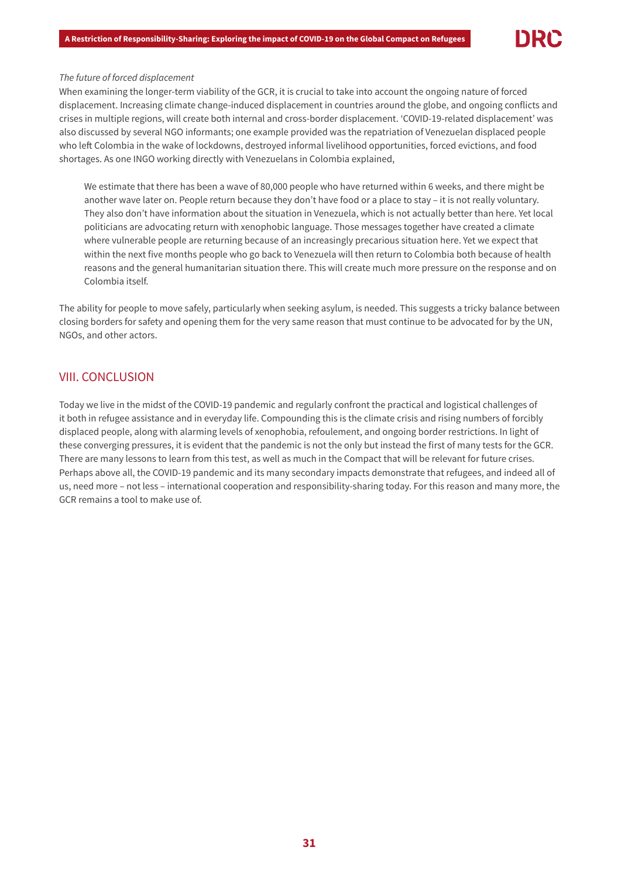*The future of forced displacement*

When examining the longer-term viability of the GCR, it is crucial to take into account the ongoing nature of forced displacement. Increasing climate change-induced displacement in countries around the globe, and ongoing conflicts and crises in multiple regions, will create both internal and cross-border displacement. 'COVID-19-related displacement' was also discussed by several NGO informants; one example provided was the repatriation of Venezuelan displaced people who left Colombia in the wake of lockdowns, destroyed informal livelihood opportunities, forced evictions, and food shortages. As one INGO working directly with Venezuelans in Colombia explained,

> We estimate that there has been a wave of 80,000 people who have returned within 6 weeks, and there might be another wave later on. People return because they don't have food or a place to stay – it is not really voluntary. They also don't have information about the situation in Venezuela, which is not actually better than here. Yet local politicians are advocating return with xenophobic language. Those messages together have created a climate where vulnerable people are returning because of an increasingly precarious situation here. Yet we expect that within the next five months people who go back to Venezuela will then return to Colombia both because of health reasons and the general humanitarian situation there. This will create much more pressure on the response and on Colombia itself.

The ability for people to move safely, particularly when seeking asylum, is needed. This suggests a tricky balance between closing borders for safety and opening them for the very same reason that must continue to be advocated for by the UN, NGOs, and other actors.

## VIII. CONCLUSION

Today we live in the midst of the COVID-19 pandemic and regularly confront the practical and logistical challenges of it both in refugee assistance and in everyday life. Compounding this is the climate crisis and rising numbers of forcibly displaced people, along with alarming levels of xenophobia, refoulement, and ongoing border restrictions. In light of these converging pressures, it is evident that the pandemic is not the only but instead the first of many tests for the GCR. There are many lessons to learn from this test, as well as much in the Compact that will be relevant for future crises. Perhaps above all, the COVID-19 pandemic and its many secondary impacts demonstrate that refugees, and indeed all of us, need more – not less – international cooperation and responsibility-sharing today. For this reason and many more, the GCR remains a tool to make use of.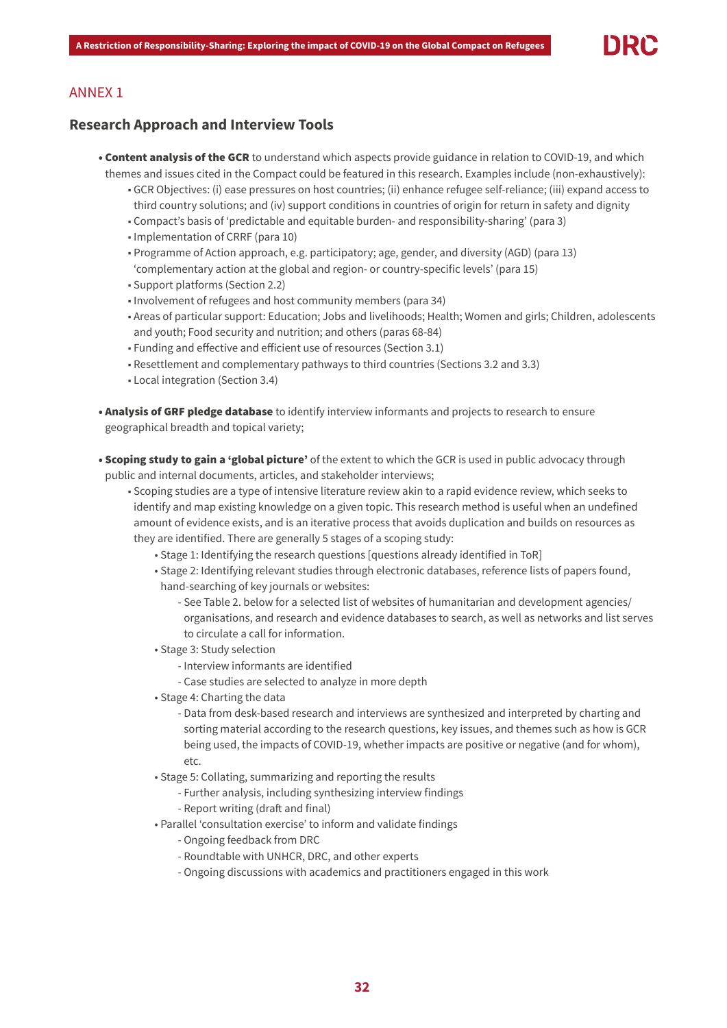## ANNEX 1

### Research Approach and Interview Tools

- **Content analysis of the GCR** to understand which aspects provide guidance in relation to COVID-19, and which themes and issues cited in the Compact could be featured in this research. Examples include (non-exhaustively):
  - GCR Objectives: (i) ease pressures on host countries; (ii) enhance refugee self-reliance; (iii) expand access to third country solutions; and (iv) support conditions in countries of origin for return in safety and dignity
  - Compact's basis of 'predictable and equitable burden- and responsibility-sharing' (para 3)
  - Implementation of CRRF (para 10)
  - Programme of Action approach, e.g. participatory; age, gender, and diversity (AGD) (para 13) 'complementary action at the global and region- or country-specific levels' (para 15)
  - Support platforms (Section 2.2)
  - Involvement of refugees and host community members (para 34)
  - Areas of particular support: Education; Jobs and livelihoods; Health; Women and girls; Children, adolescents and youth; Food security and nutrition; and others (paras 68-84)
  - Funding and effective and efficient use of resources (Section 3.1)
  - Resettlement and complementary pathways to third countries (Sections 3.2 and 3.3)
  - Local integration (Section 3.4)

- **Analysis of GRF pledge database** to identify interview informants and projects to research to ensure geographical breadth and topical variety;

- **Scoping study to gain a 'global picture'** of the extent to which the GCR is used in public advocacy through public and internal documents, articles, and stakeholder interviews;
  - Scoping studies are a type of intensive literature review akin to a rapid evidence review, which seeks to identify and map existing knowledge on a given topic. This research method is useful when an undefined amount of evidence exists, and is an iterative process that avoids duplication and builds on resources as they are identified. There are generally 5 stages of a scoping study:
    - Stage 1: Identifying the research questions [questions already identified in ToR]
    - Stage 2: Identifying relevant studies through electronic databases, reference lists of papers found, hand-searching of key journals or websites:
      - See Table 2. below for a selected list of websites of humanitarian and development agencies/ organisations, and research and evidence databases to search, as well as networks and list serves to circulate a call for information.
    - Stage 3: Study selection
      - Interview informants are identified
      - Case studies are selected to analyze in more depth
    - Stage 4: Charting the data
      - Data from desk-based research and interviews are synthesized and interpreted by charting and sorting material according to the research questions, key issues, and themes such as how is GCR being used, the impacts of COVID-19, whether impacts are positive or negative (and for whom), etc.
    - Stage 5: Collating, summarizing and reporting the results
      - Further analysis, including synthesizing interview findings
      - Report writing (draft and final)
    - Parallel 'consultation exercise' to inform and validate findings
      - Ongoing feedback from DRC
      - Roundtable with UNHCR, DRC, and other experts
      - Ongoing discussions with academics and practitioners engaged in this work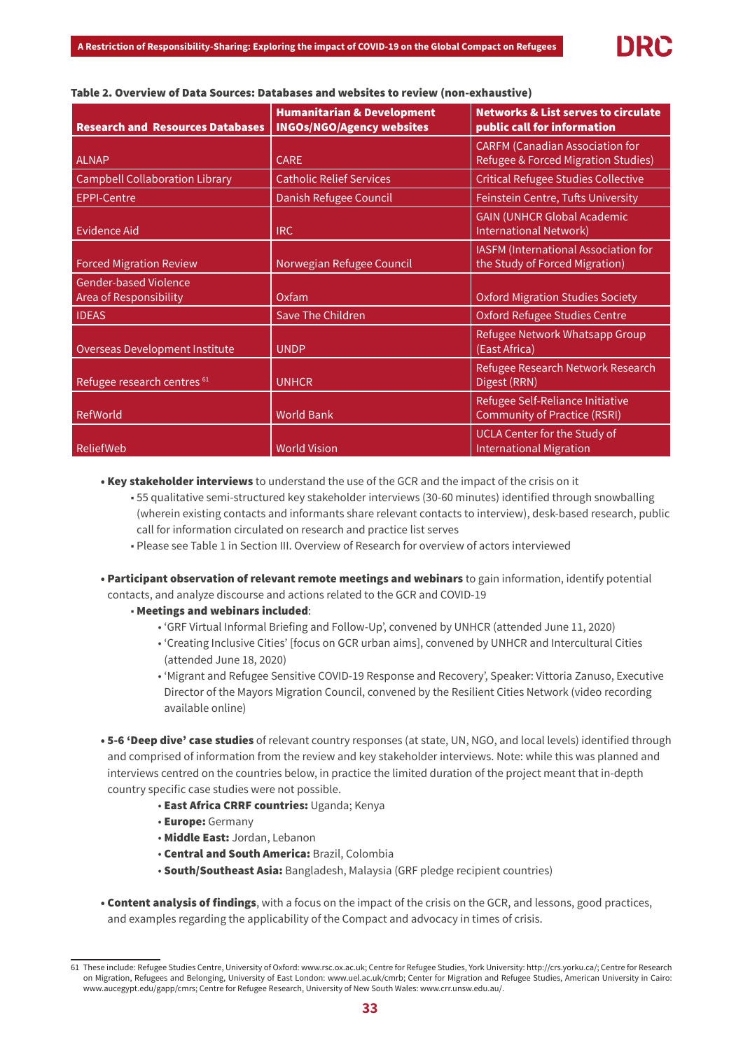**Table 2. Overview of Data Sources: Databases and websites to review (non-exhaustive)**

| Research and Resources Databases | Humanitarian & Development INGOs/NGO/Agency websites | Networks & List serves to circulate public call for information |
|---|---|---|
| ALNAP | CARE | CARFM (Canadian Association for Refugee & Forced Migration Studies) |
| Campbell Collaboration Library | Catholic Relief Services | Critical Refugee Studies Collective |
| EPPI-Centre | Danish Refugee Council | Feinstein Centre, Tufts University |
| Evidence Aid | IRC | GAIN (UNHCR Global Academic International Network) |
| Forced Migration Review | Norwegian Refugee Council | IASFM (International Association for the Study of Forced Migration) |
| Gender-based Violence Area of Responsibility | Oxfam | Oxford Migration Studies Society |
| IDEAS | Save The Children | Oxford Refugee Studies Centre |
| Overseas Development Institute | UNDP | Refugee Network Whatsapp Group (East Africa) |
| Refugee research centres [61] | UNHCR | Refugee Research Network Research Digest (RRN) |
| RefWorld | World Bank | Refugee Self-Reliance Initiative Community of Practice (RSRI) |
| ReliefWeb | World Vision | UCLA Center for the Study of International Migration |

- **Key stakeholder interviews** to understand the use of the GCR and the impact of the crisis on it
  - 55 qualitative semi-structured key stakeholder interviews (30-60 minutes) identified through snowballing (wherein existing contacts and informants share relevant contacts to interview), desk-based research, public call for information circulated on research and practice list serves
  - Please see Table 1 in Section III. Overview of Research for overview of actors interviewed

- **Participant observation of relevant remote meetings and webinars** to gain information, identify potential contacts, and analyze discourse and actions related to the GCR and COVID-19
  - **Meetings and webinars included**:
    - 'GRF Virtual Informal Briefing and Follow-Up', convened by UNHCR (attended June 11, 2020)
    - 'Creating Inclusive Cities' [focus on GCR urban aims], convened by UNHCR and Intercultural Cities (attended June 18, 2020)
    - 'Migrant and Refugee Sensitive COVID-19 Response and Recovery', Speaker: Vittoria Zanuso, Executive Director of the Mayors Migration Council, convened by the Resilient Cities Network (video recording available online)

- **5-6 'Deep dive' case studies** of relevant country responses (at state, UN, NGO, and local levels) identified through and comprised of information from the review and key stakeholder interviews. Note: while this was planned and interviews centred on the countries below, in practice the limited duration of the project meant that in-depth country specific case studies were not possible.
  - **East Africa CRRF countries:** Uganda; Kenya
  - **Europe:** Germany
  - **Middle East:** Jordan, Lebanon
  - **Central and South America:** Brazil, Colombia
  - **South/Southeast Asia:** Bangladesh, Malaysia (GRF pledge recipient countries)

- **Content analysis of findings**, with a focus on the impact of the crisis on the GCR, and lessons, good practices, and examples regarding the applicability of the Compact and advocacy in times of crisis.

61 These include: Refugee Studies Centre, University of Oxford: www.rsc.ox.ac.uk; Centre for Refugee Studies, York University: http://crs.yorku.ca/; Centre for Research on Migration, Refugees and Belonging, University of East London: www.uel.ac.uk/cmrb; Center for Migration and Refugee Studies, American University in Cairo: www.aucegypt.edu/gapp/cmrs; Centre for Refugee Research, University of New South Wales: www.crr.unsw.edu.au/.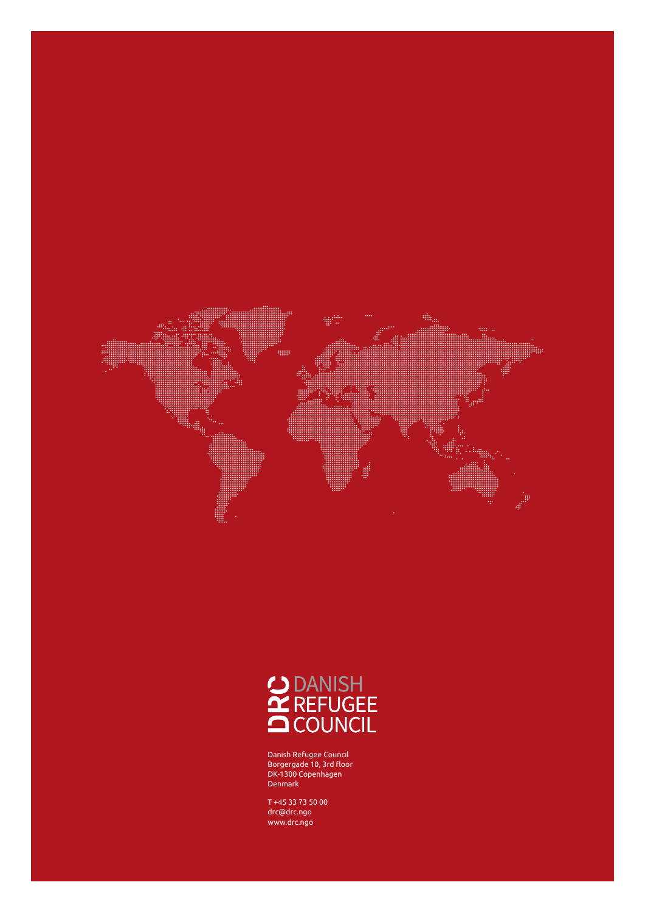DRC DANISH REFUGEE COUNCIL

Danish Refugee Council
Borgergade 10, 3rd floor
DK-1300 Copenhagen
Denmark

T +45 33 73 50 00
drc@drc.ngo
www.drc.ngo